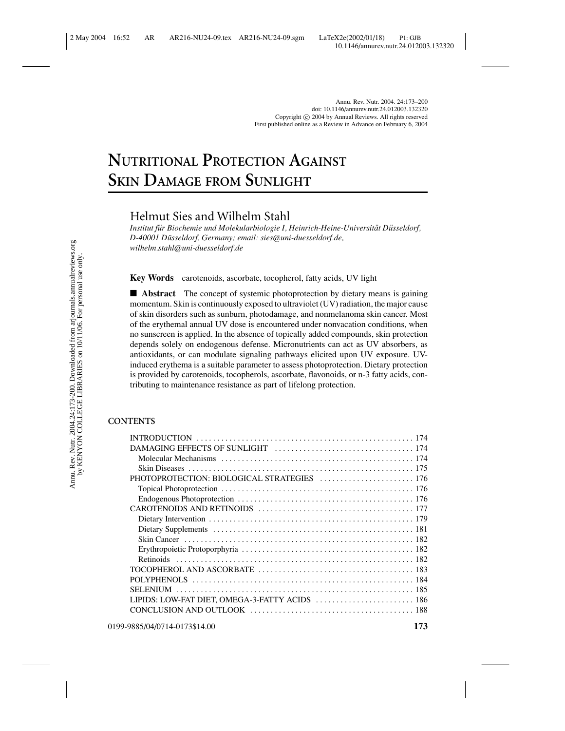# NUTRITIONAL PROTECTION AGAINST SKIN DAMAGE FROM SUNLIGHT

Helmut Sies and Wilhelm Stahl

*Institut für Biochemie und Molekularbiologie I, Heinrich-Heine-Universität Düsseldorf, D-40001 Düsseldorf, Germany; email: sies@uni-duesseldorf.de, wilhelm.stahl@uni-duesseldorf.de*

**Key Words** carotenoids, ascorbate, tocopherol, fatty acids, UV light

■ **Abstract** The concept of systemic photoprotection by dietary means is gaining momentum. Skin is continuously exposed to ultraviolet (UV) radiation, the major cause of skin disorders such as sunburn, photodamage, and nonmelanoma skin cancer. Most of the erythemal annual UV dose is encountered under nonvacation conditions, when no sunscreen is applied. In the absence of topically added compounds, skin protection depends solely on endogenous defense. Micronutrients can act as UV absorbers, as antioxidants, or can modulate signaling pathways elicited upon UV exposure. UV-induced erythema is a suitable parameter to assess photoprotection. Dietary protection is provided by carotenoids, tocopherols, ascorbate, flavonoids, or n-3 fatty acids, contributing to maintenance resistance as part of lifelong protection.

**CONTENTS**

INTRODUCTION ..... 174
DAMAGING EFFECTS OF SUNLIGHT ..... 174
- Molecular Mechanisms ..... 174
- Skin Diseases ..... 175

PHOTOPROTECTION: BIOLOGICAL STRATEGIES ..... 176
- Topical Photoprotection ..... 176
- Endogenous Photoprotection ..... 176

CAROTENOIDS AND RETINOIDS ..... 177
- Dietary Intervention ..... 179
- Dietary Supplements ..... 181
- Skin Cancer ..... 182
- Erythropoietic Protoporphyria ..... 182
- Retinoids ..... 182

TOCOPHEROL AND ASCORBATE ..... 183
POLYPHENOLS ..... 184
SELENIUM ..... 185
LIPIDS: LOW-FAT DIET, OMEGA-3-FATTY ACIDS ..... 186
CONCLUSION AND OUTLOOK ..... 188

0199-9885/04/0714-0173$14.00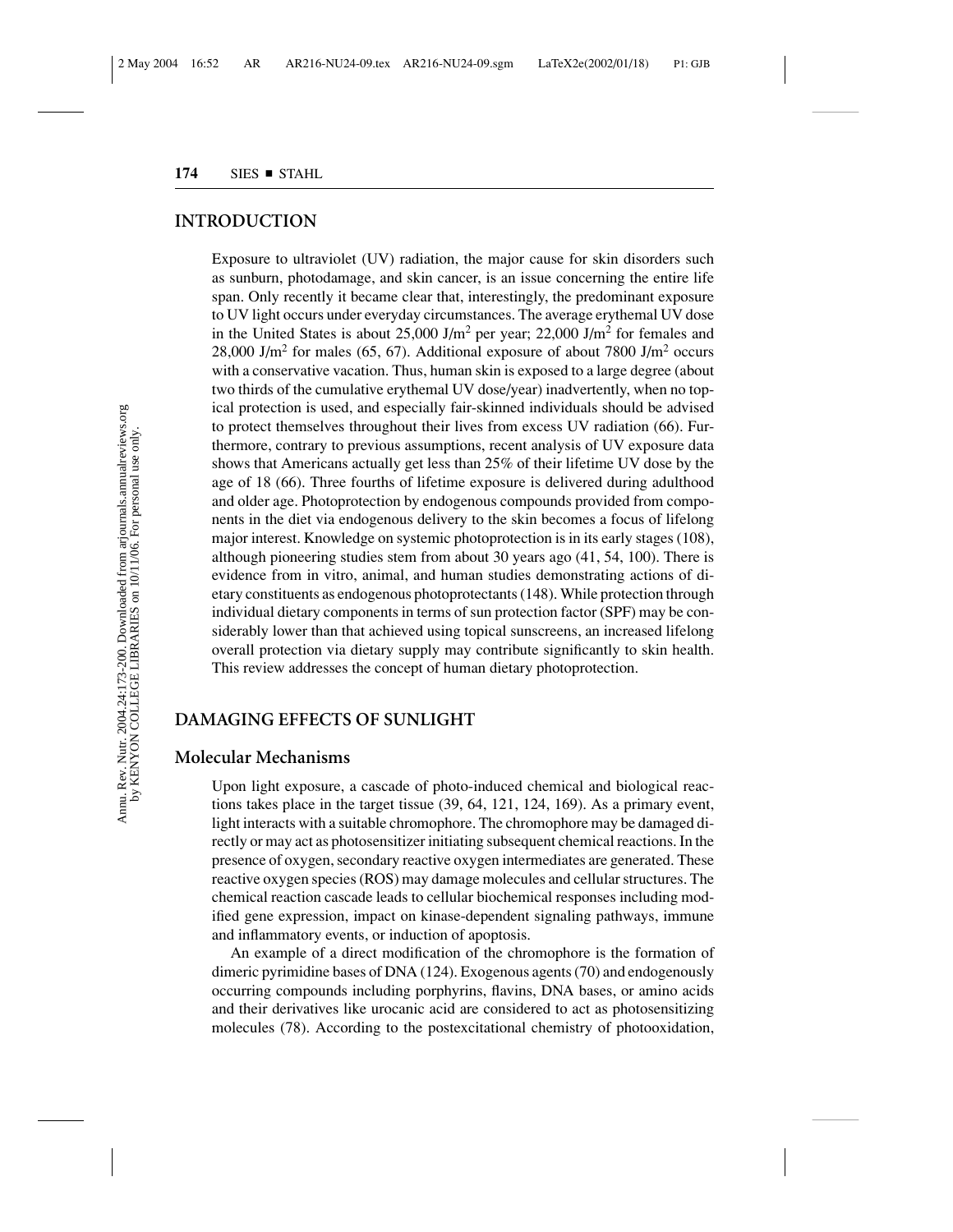## INTRODUCTION

Exposure to ultraviolet (UV) radiation, the major cause for skin disorders such as sunburn, photodamage, and skin cancer, is an issue concerning the entire life span. Only recently it became clear that, interestingly, the predominant exposure to UV light occurs under everyday circumstances. The average erythemal UV dose in the United States is about 25,000 J/m$^2$ per year; 22,000 J/m$^2$ for females and 28,000 J/m$^2$ for males (65, 67). Additional exposure of about 7800 J/m$^2$ occurs with a conservative vacation. Thus, human skin is exposed to a large degree (about two thirds of the cumulative erythemal UV dose/year) inadvertently, when no topical protection is used, and especially fair-skinned individuals should be advised to protect themselves throughout their lives from excess UV radiation (66). Furthermore, contrary to previous assumptions, recent analysis of UV exposure data shows that Americans actually get less than 25% of their lifetime UV dose by the age of 18 (66). Three fourths of lifetime exposure is delivered during adulthood and older age. Photoprotection by endogenous compounds provided from components in the diet via endogenous delivery to the skin becomes a focus of lifelong major interest. Knowledge on systemic photoprotection is in its early stages (108), although pioneering studies stem from about 30 years ago (41, 54, 100). There is evidence from in vitro, animal, and human studies demonstrating actions of dietary constituents as endogenous photoprotectants (148). While protection through individual dietary components in terms of sun protection factor (SPF) may be considerably lower than that achieved using topical sunscreens, an increased lifelong overall protection via dietary supply may contribute significantly to skin health. This review addresses the concept of human dietary photoprotection.

## DAMAGING EFFECTS OF SUNLIGHT

### Molecular Mechanisms

Upon light exposure, a cascade of photo-induced chemical and biological reactions takes place in the target tissue (39, 64, 121, 124, 169). As a primary event, light interacts with a suitable chromophore. The chromophore may be damaged directly or may act as photosensitizer initiating subsequent chemical reactions. In the presence of oxygen, secondary reactive oxygen intermediates are generated. These reactive oxygen species (ROS) may damage molecules and cellular structures. The chemical reaction cascade leads to cellular biochemical responses including modified gene expression, impact on kinase-dependent signaling pathways, immune and inflammatory events, or induction of apoptosis.

An example of a direct modification of the chromophore is the formation of dimeric pyrimidine bases of DNA (124). Exogenous agents (70) and endogenously occurring compounds including porphyrins, flavins, DNA bases, or amino acids and their derivatives like urocanic acid are considered to act as photosensitizing molecules (78). According to the postexcitational chemistry of photooxidation,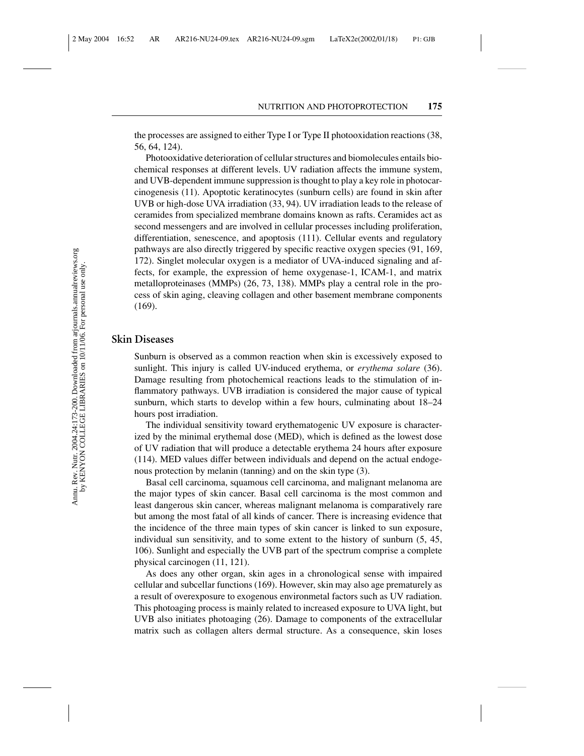the processes are assigned to either Type I or Type II photooxidation reactions (38, 56, 64, 124).

Photooxidative deterioration of cellular structures and biomolecules entails biochemical responses at different levels. UV radiation affects the immune system, and UVB-dependent immune suppression is thought to play a key role in photocarcinogenesis (11). Apoptotic keratinocytes (sunburn cells) are found in skin after UVB or high-dose UVA irradiation (33, 94). UV irradiation leads to the release of ceramides from specialized membrane domains known as rafts. Ceramides act as second messengers and are involved in cellular processes including proliferation, differentiation, senescence, and apoptosis (111). Cellular events and regulatory pathways are also directly triggered by specific reactive oxygen species (91, 169, 172). Singlet molecular oxygen is a mediator of UVA-induced signaling and affects, for example, the expression of heme oxygenase-1, ICAM-1, and matrix metalloproteinases (MMPs) (26, 73, 138). MMPs play a central role in the process of skin aging, cleaving collagen and other basement membrane components (169).

## Skin Diseases

Sunburn is observed as a common reaction when skin is excessively exposed to sunlight. This injury is called UV-induced erythema, or *erythema solare* (36). Damage resulting from photochemical reactions leads to the stimulation of inflammatory pathways. UVB irradiation is considered the major cause of typical sunburn, which starts to develop within a few hours, culminating about 18–24 hours post irradiation.

The individual sensitivity toward erythematogenic UV exposure is characterized by the minimal erythemal dose (MED), which is defined as the lowest dose of UV radiation that will produce a detectable erythema 24 hours after exposure (114). MED values differ between individuals and depend on the actual endogenous protection by melanin (tanning) and on the skin type (3).

Basal cell carcinoma, squamous cell carcinoma, and malignant melanoma are the major types of skin cancer. Basal cell carcinoma is the most common and least dangerous skin cancer, whereas malignant melanoma is comparatively rare but among the most fatal of all kinds of cancer. There is increasing evidence that the incidence of the three main types of skin cancer is linked to sun exposure, individual sun sensitivity, and to some extent to the history of sunburn (5, 45, 106). Sunlight and especially the UVB part of the spectrum comprise a complete physical carcinogen (11, 121).

As does any other organ, skin ages in a chronological sense with impaired cellular and subcellar functions (169). However, skin may also age prematurely as a result of overexposure to exogenous environmetal factors such as UV radiation. This photoaging process is mainly related to increased exposure to UVA light, but UVB also initiates photoaging (26). Damage to components of the extracellular matrix such as collagen alters dermal structure. As a consequence, skin loses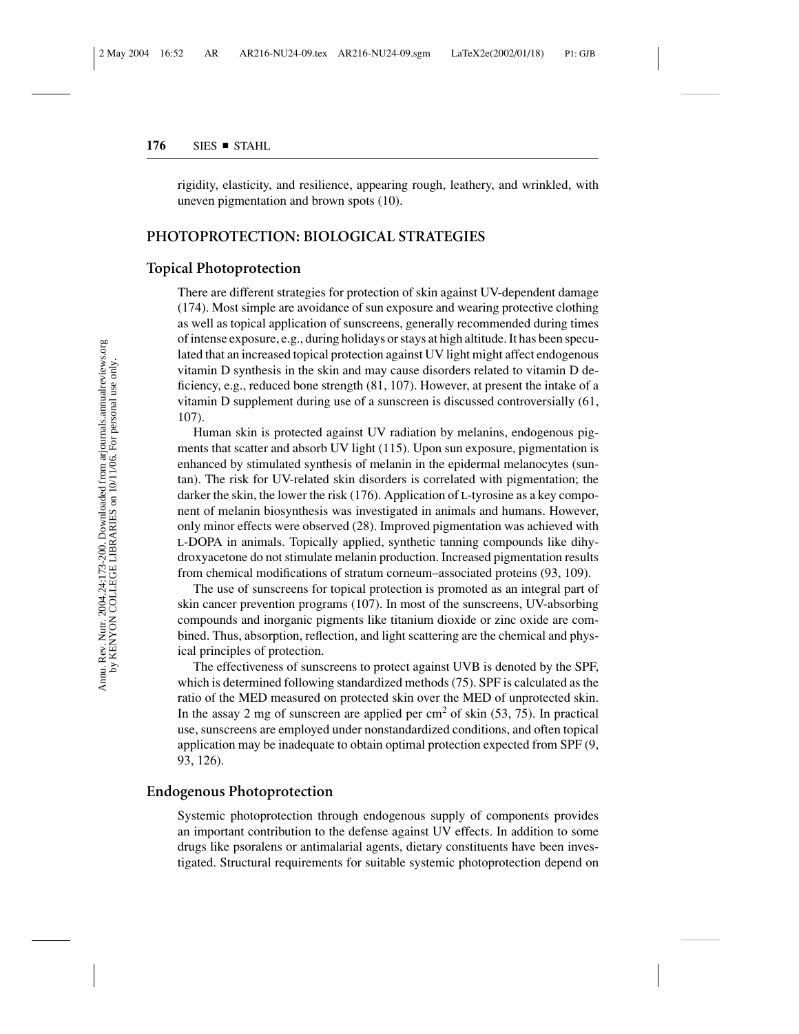rigidity, elasticity, and resilience, appearing rough, leathery, and wrinkled, with uneven pigmentation and brown spots (10).

## PHOTOPROTECTION: BIOLOGICAL STRATEGIES

### Topical Photoprotection

There are different strategies for protection of skin against UV-dependent damage (174). Most simple are avoidance of sun exposure and wearing protective clothing as well as topical application of sunscreens, generally recommended during times of intense exposure, e.g., during holidays or stays at high altitude. It has been speculated that an increased topical protection against UV light might affect endogenous vitamin D synthesis in the skin and may cause disorders related to vitamin D deficiency, e.g., reduced bone strength (81, 107). However, at present the intake of a vitamin D supplement during use of a sunscreen is discussed controversially (61, 107).

Human skin is protected against UV radiation by melanins, endogenous pigments that scatter and absorb UV light (115). Upon sun exposure, pigmentation is enhanced by stimulated synthesis of melanin in the epidermal melanocytes (suntan). The risk for UV-related skin disorders is correlated with pigmentation; the darker the skin, the lower the risk (176). Application of L-tyrosine as a key component of melanin biosynthesis was investigated in animals and humans. However, only minor effects were observed (28). Improved pigmentation was achieved with L-DOPA in animals. Topically applied, synthetic tanning compounds like dihydroxyacetone do not stimulate melanin production. Increased pigmentation results from chemical modifications of stratum corneum–associated proteins (93, 109).

The use of sunscreens for topical protection is promoted as an integral part of skin cancer prevention programs (107). In most of the sunscreens, UV-absorbing compounds and inorganic pigments like titanium dioxide or zinc oxide are combined. Thus, absorption, reflection, and light scattering are the chemical and physical principles of protection.

The effectiveness of sunscreens to protect against UVB is denoted by the SPF, which is determined following standardized methods (75). SPF is calculated as the ratio of the MED measured on protected skin over the MED of unprotected skin. In the assay 2 mg of sunscreen are applied per $cm^2$ of skin (53, 75). In practical use, sunscreens are employed under nonstandardized conditions, and often topical application may be inadequate to obtain optimal protection expected from SPF (9, 93, 126).

### Endogenous Photoprotection

Systemic photoprotection through endogenous supply of components provides an important contribution to the defense against UV effects. In addition to some drugs like psoralens or antimalarial agents, dietary constituents have been investigated. Structural requirements for suitable systemic photoprotection depend on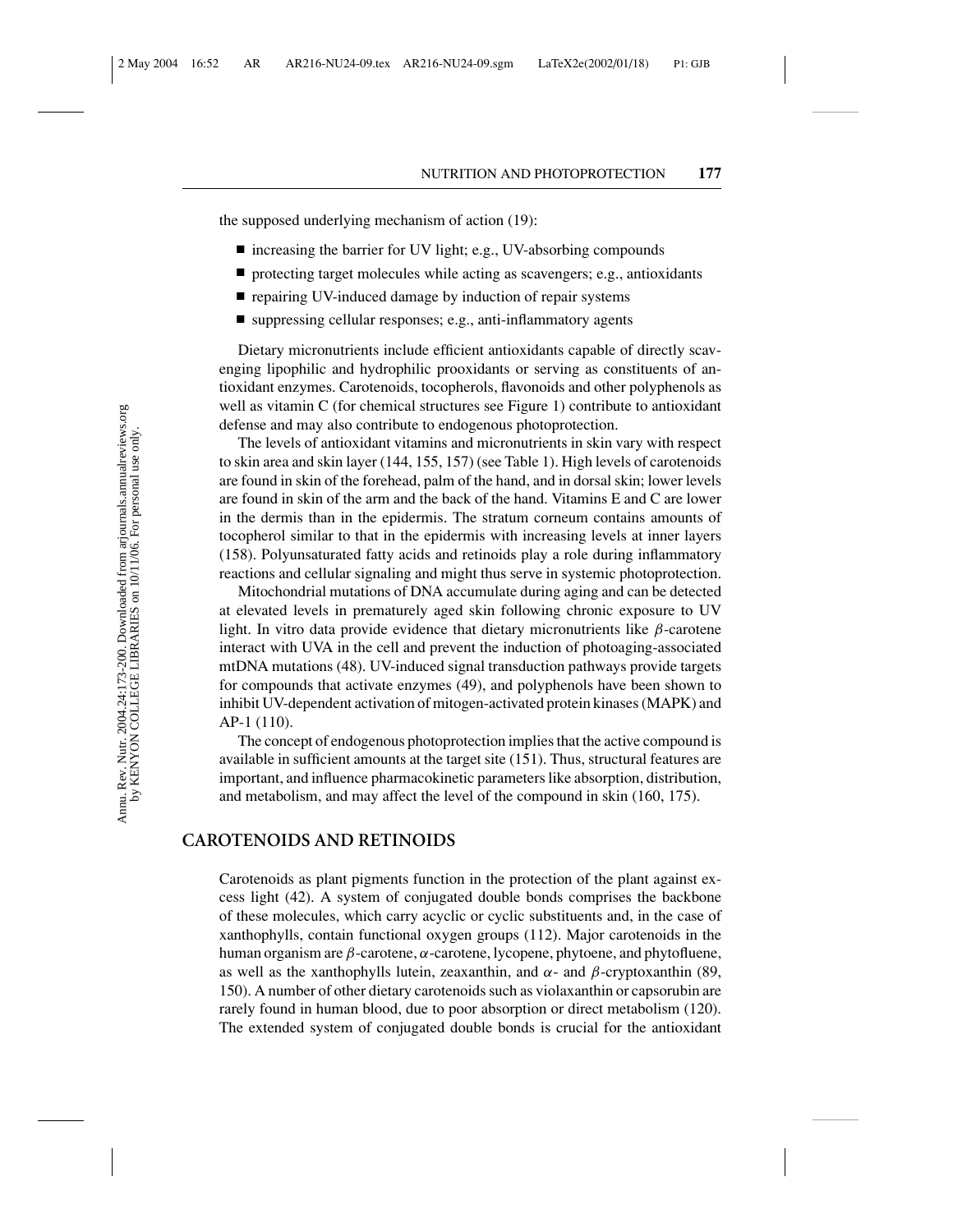the supposed underlying mechanism of action (19):

- increasing the barrier for UV light; e.g., UV-absorbing compounds
- protecting target molecules while acting as scavengers; e.g., antioxidants
- repairing UV-induced damage by induction of repair systems
- suppressing cellular responses; e.g., anti-inflammatory agents

Dietary micronutrients include efficient antioxidants capable of directly scavenging lipophilic and hydrophilic prooxidants or serving as constituents of antioxidant enzymes. Carotenoids, tocopherols, flavonoids and other polyphenols as well as vitamin C (for chemical structures see Figure 1) contribute to antioxidant defense and may also contribute to endogenous photoprotection.

The levels of antioxidant vitamins and micronutrients in skin vary with respect to skin area and skin layer (144, 155, 157) (see Table 1). High levels of carotenoids are found in skin of the forehead, palm of the hand, and in dorsal skin; lower levels are found in skin of the arm and the back of the hand. Vitamins E and C are lower in the dermis than in the epidermis. The stratum corneum contains amounts of tocopherol similar to that in the epidermis with increasing levels at inner layers (158). Polyunsaturated fatty acids and retinoids play a role during inflammatory reactions and cellular signaling and might thus serve in systemic photoprotection.

Mitochondrial mutations of DNA accumulate during aging and can be detected at elevated levels in prematurely aged skin following chronic exposure to UV light. In vitro data provide evidence that dietary micronutrients like $\beta$-carotene interact with UVA in the cell and prevent the induction of photoaging-associated mtDNA mutations (48). UV-induced signal transduction pathways provide targets for compounds that activate enzymes (49), and polyphenols have been shown to inhibit UV-dependent activation of mitogen-activated protein kinases (MAPK) and AP-1 (110).

The concept of endogenous photoprotection implies that the active compound is available in sufficient amounts at the target site (151). Thus, structural features are important, and influence pharmacokinetic parameters like absorption, distribution, and metabolism, and may affect the level of the compound in skin (160, 175).

## CAROTENOIDS AND RETINOIDS

Carotenoids as plant pigments function in the protection of the plant against excess light (42). A system of conjugated double bonds comprises the backbone of these molecules, which carry acyclic or cyclic substituents and, in the case of xanthophylls, contain functional oxygen groups (112). Major carotenoids in the human organism are $\beta$-carotene, $\alpha$-carotene, lycopene, phytoene, and phytofluene, as well as the xanthophylls lutein, zeaxanthin, and $\alpha$- and $\beta$-cryptoxanthin (89, 150). A number of other dietary carotenoids such as violaxanthin or capsorubin are rarely found in human blood, due to poor absorption or direct metabolism (120). The extended system of conjugated double bonds is crucial for the antioxidant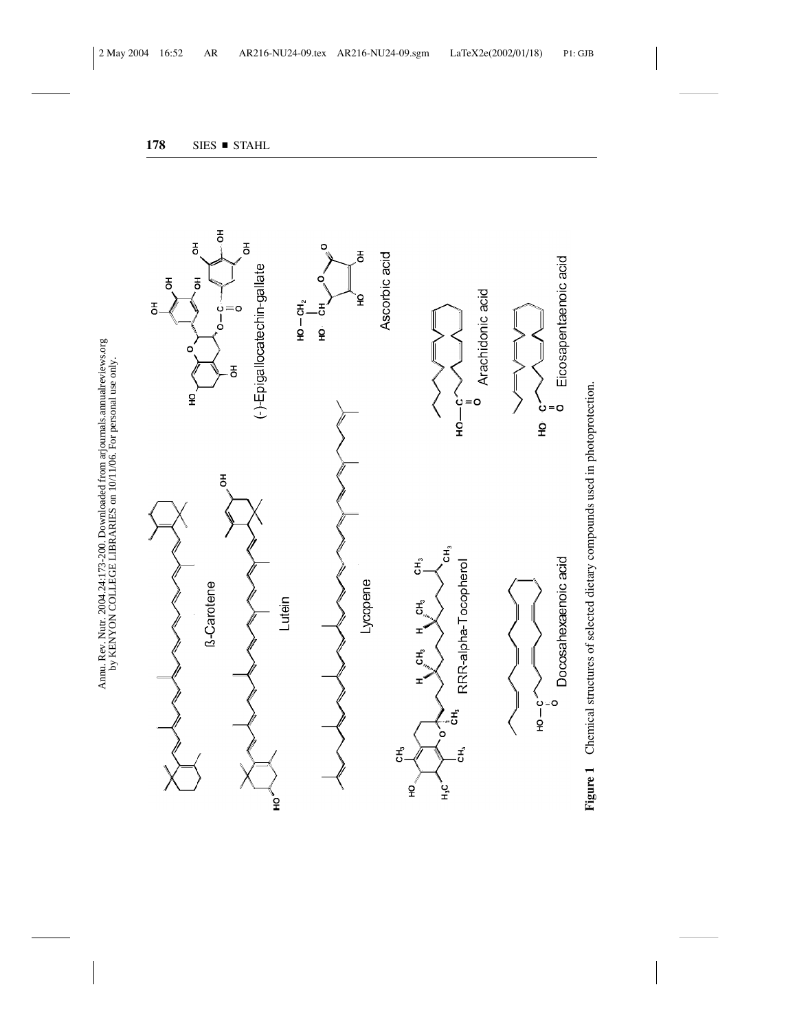**Figure 1** Chemical structures of selected dietary compounds used in photoprotection.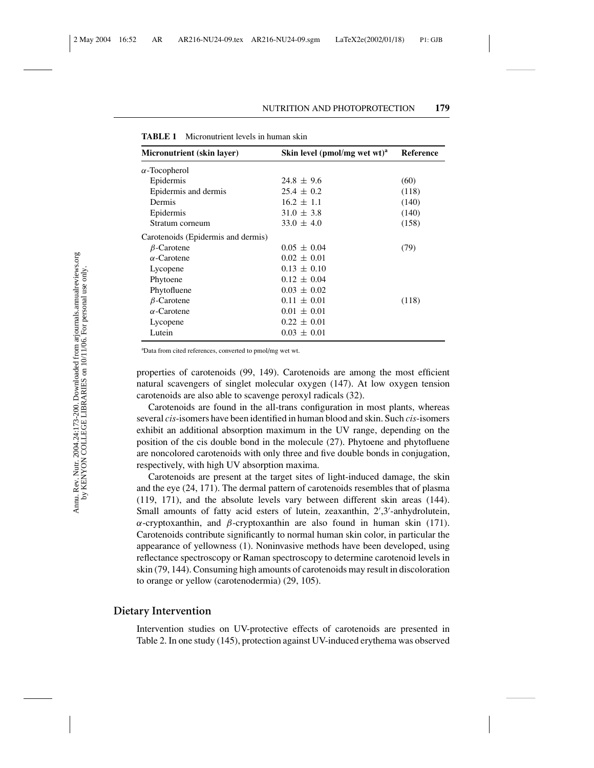**TABLE 1** Micronutrient levels in human skin

| Micronutrient (skin layer) | Skin level (pmol/mg wet wt)[a] | Reference |
|---|---|---|
| $\alpha$-Tocopherol | | |
| Epidermis | 24.8 ± 9.6 | (60) |
| Epidermis and dermis | 25.4 ± 0.2 | (118) |
| Dermis | 16.2 ± 1.1 | (140) |
| Epidermis | 31.0 ± 3.8 | (140) |
| Stratum corneum | 33.0 ± 4.0 | (158) |
| Carotenoids (Epidermis and dermis) | | |
| $\beta$-Carotene | 0.05 ± 0.04 | (79) |
| $\alpha$-Carotene | 0.02 ± 0.01 | |
| Lycopene | 0.13 ± 0.10 | |
| Phytoene | 0.12 ± 0.04 | |
| Phytofluene | 0.03 ± 0.02 | |
| $\beta$-Carotene | 0.11 ± 0.01 | (118) |
| $\alpha$-Carotene | 0.01 ± 0.01 | |
| Lycopene | 0.22 ± 0.01 | |
| Lutein | 0.03 ± 0.01 | |

[a]Data from cited references, converted to pmol/mg wet wt.

properties of carotenoids (99, 149). Carotenoids are among the most efficient natural scavengers of singlet molecular oxygen (147). At low oxygen tension carotenoids are also able to scavenge peroxyl radicals (32).

Carotenoids are found in the all-trans configuration in most plants, whereas several *cis*-isomers have been identified in human blood and skin. Such *cis*-isomers exhibit an additional absorption maximum in the UV range, depending on the position of the cis double bond in the molecule (27). Phytoene and phytofluene are noncolored carotenoids with only three and five double bonds in conjugation, respectively, with high UV absorption maxima.

Carotenoids are present at the target sites of light-induced damage, the skin and the eye (24, 171). The dermal pattern of carotenoids resembles that of plasma (119, 171), and the absolute levels vary between different skin areas (144). Small amounts of fatty acid esters of lutein, zeaxanthin, 2′,3′-anhydrolutein, $\alpha$-cryptoxanthin, and $\beta$-cryptoxanthin are also found in human skin (171). Carotenoids contribute significantly to normal human skin color, in particular the appearance of yellowness (1). Noninvasive methods have been developed, using reflectance spectroscopy or Raman spectroscopy to determine carotenoid levels in skin (79, 144). Consuming high amounts of carotenoids may result in discoloration to orange or yellow (carotenodermia) (29, 105).

## Dietary Intervention

Intervention studies on UV-protective effects of carotenoids are presented in Table 2. In one study (145), protection against UV-induced erythema was observed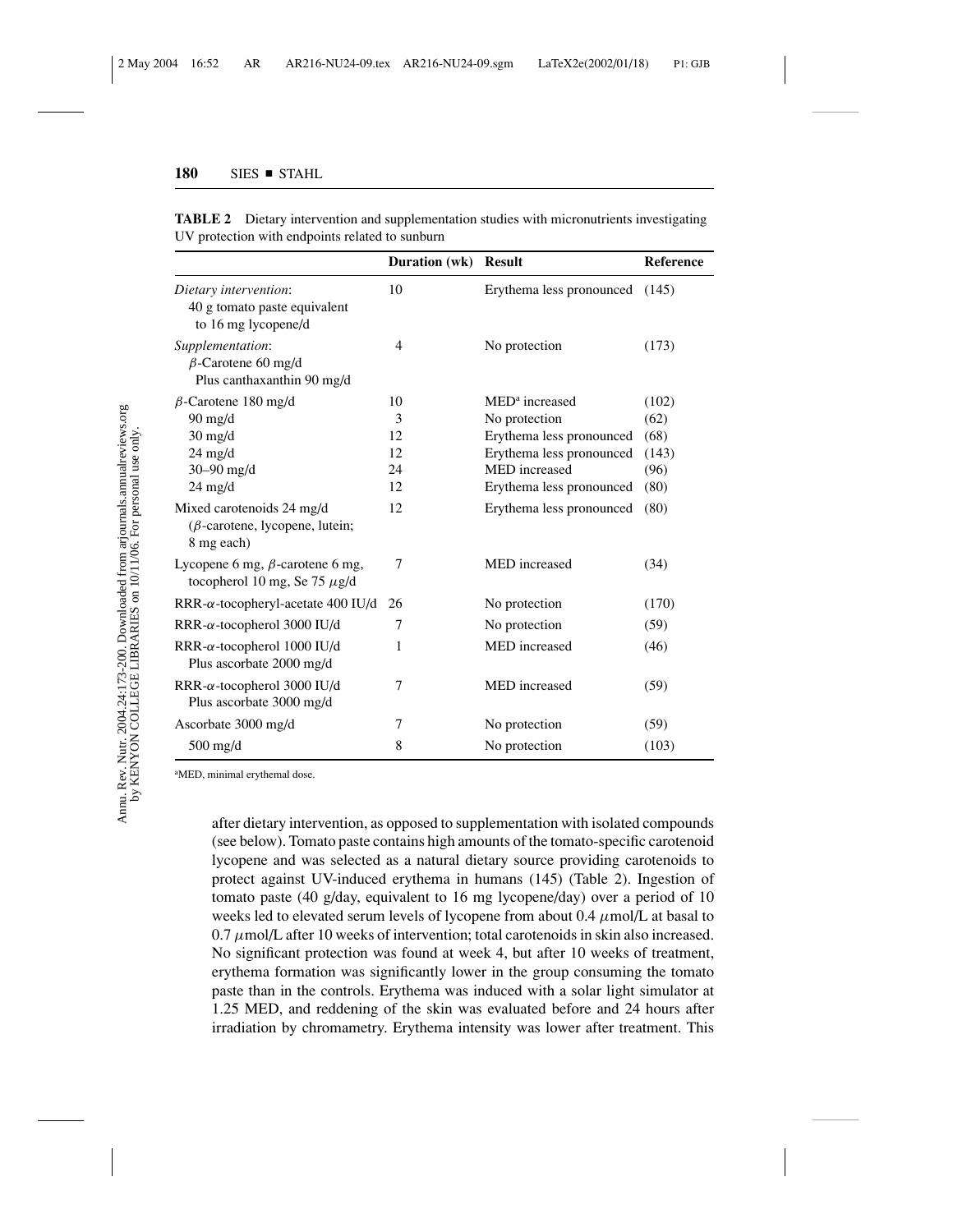**TABLE 2** Dietary intervention and supplementation studies with micronutrients investigating UV protection with endpoints related to sunburn

| | Duration (wk) | Result | Reference |
|---|---|---|---|
| *Dietary intervention*: 40 g tomato paste equivalent to 16 mg lycopene/d | 10 | Erythema less pronounced | (145) |
| *Supplementation*: $\beta$-Carotene 60 mg/d Plus canthaxanthin 90 mg/d | 4 | No protection | (173) |
| $\beta$-Carotene 180 mg/d | 10 | MED[a] increased | (102) |
| 90 mg/d | 3 | No protection | (62) |
| 30 mg/d | 12 | Erythema less pronounced | (68) |
| 24 mg/d | 12 | Erythema less pronounced | (143) |
| 30–90 mg/d | 24 | MED increased | (96) |
| 24 mg/d | 12 | Erythema less pronounced | (80) |
| Mixed carotenoids 24 mg/d ($\beta$-carotene, lycopene, lutein; 8 mg each) | 12 | Erythema less pronounced | (80) |
| Lycopene 6 mg, $\beta$-carotene 6 mg, tocopherol 10 mg, Se 75 $\mu$g/d | 7 | MED increased | (34) |
| RRR-$\alpha$-tocopheryl-acetate 400 IU/d | 26 | No protection | (170) |
| RRR-$\alpha$-tocopherol 3000 IU/d | 7 | No protection | (59) |
| RRR-$\alpha$-tocopherol 1000 IU/d Plus ascorbate 2000 mg/d | 1 | MED increased | (46) |
| RRR-$\alpha$-tocopherol 3000 IU/d Plus ascorbate 3000 mg/d | 7 | MED increased | (59) |
| Ascorbate 3000 mg/d | 7 | No protection | (59) |
| 500 mg/d | 8 | No protection | (103) |

[a]MED, minimal erythemal dose.

after dietary intervention, as opposed to supplementation with isolated compounds (see below). Tomato paste contains high amounts of the tomato-specific carotenoid lycopene and was selected as a natural dietary source providing carotenoids to protect against UV-induced erythema in humans (145) (Table 2). Ingestion of tomato paste (40 g/day, equivalent to 16 mg lycopene/day) over a period of 10 weeks led to elevated serum levels of lycopene from about 0.4 $\mu$mol/L at basal to 0.7 $\mu$mol/L after 10 weeks of intervention; total carotenoids in skin also increased. No significant protection was found at week 4, but after 10 weeks of treatment, erythema formation was significantly lower in the group consuming the tomato paste than in the controls. Erythema was induced with a solar light simulator at 1.25 MED, and reddening of the skin was evaluated before and 24 hours after irradiation by chromametry. Erythema intensity was lower after treatment. This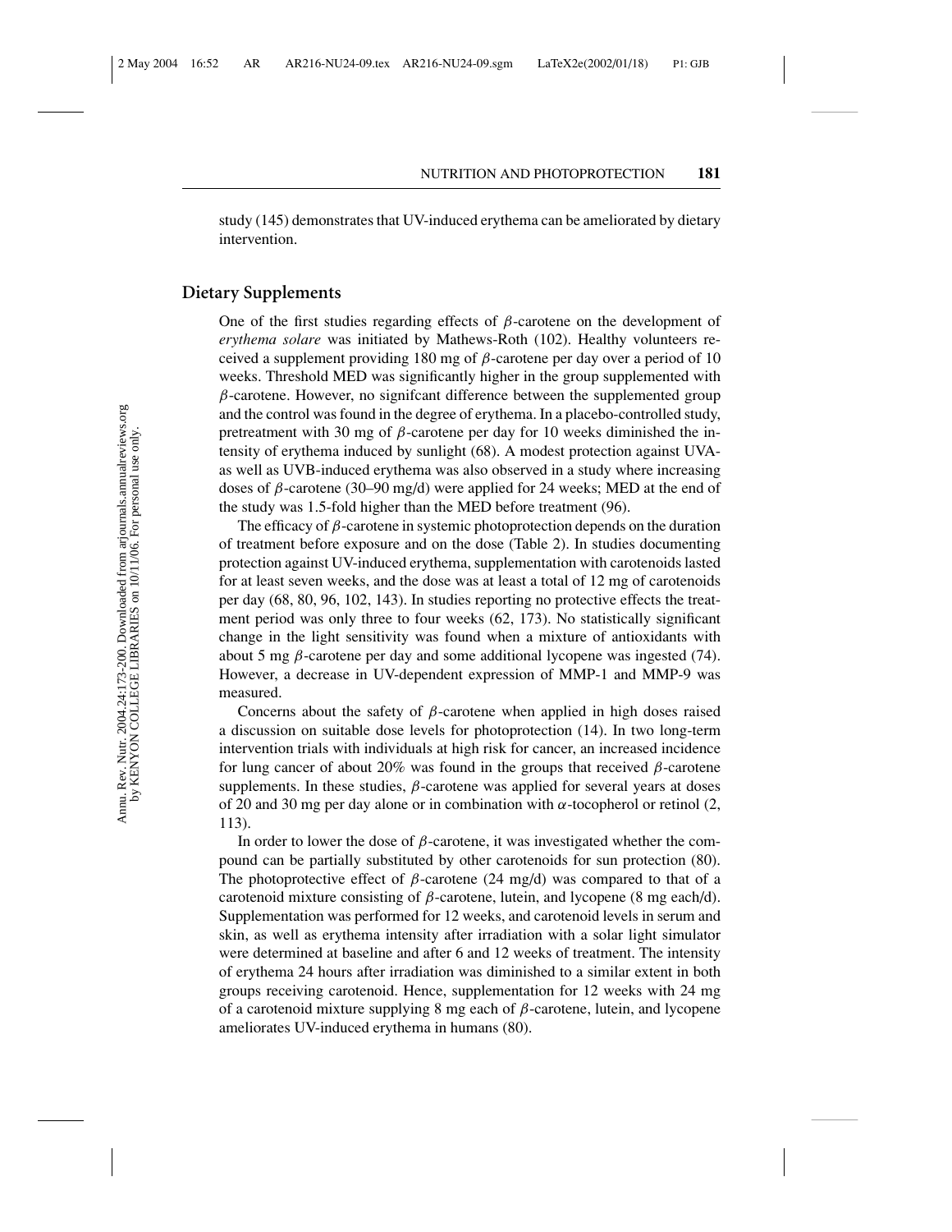study (145) demonstrates that UV-induced erythema can be ameliorated by dietary intervention.

## Dietary Supplements

One of the first studies regarding effects of $\beta$-carotene on the development of *erythema solare* was initiated by Mathews-Roth (102). Healthy volunteers received a supplement providing 180 mg of $\beta$-carotene per day over a period of 10 weeks. Threshold MED was significantly higher in the group supplemented with $\beta$-carotene. However, no signifcant difference between the supplemented group and the control was found in the degree of erythema. In a placebo-controlled study, pretreatment with 30 mg of $\beta$-carotene per day for 10 weeks diminished the intensity of erythema induced by sunlight (68). A modest protection against UVA- as well as UVB-induced erythema was also observed in a study where increasing doses of $\beta$-carotene (30–90 mg/d) were applied for 24 weeks; MED at the end of the study was 1.5-fold higher than the MED before treatment (96).

The efficacy of $\beta$-carotene in systemic photoprotection depends on the duration of treatment before exposure and on the dose (Table 2). In studies documenting protection against UV-induced erythema, supplementation with carotenoids lasted for at least seven weeks, and the dose was at least a total of 12 mg of carotenoids per day (68, 80, 96, 102, 143). In studies reporting no protective effects the treatment period was only three to four weeks (62, 173). No statistically significant change in the light sensitivity was found when a mixture of antioxidants with about 5 mg $\beta$-carotene per day and some additional lycopene was ingested (74). However, a decrease in UV-dependent expression of MMP-1 and MMP-9 was measured.

Concerns about the safety of $\beta$-carotene when applied in high doses raised a discussion on suitable dose levels for photoprotection (14). In two long-term intervention trials with individuals at high risk for cancer, an increased incidence for lung cancer of about 20% was found in the groups that received $\beta$-carotene supplements. In these studies, $\beta$-carotene was applied for several years at doses of 20 and 30 mg per day alone or in combination with $\alpha$-tocopherol or retinol (2, 113).

In order to lower the dose of $\beta$-carotene, it was investigated whether the compound can be partially substituted by other carotenoids for sun protection (80). The photoprotective effect of $\beta$-carotene (24 mg/d) was compared to that of a carotenoid mixture consisting of $\beta$-carotene, lutein, and lycopene (8 mg each/d). Supplementation was performed for 12 weeks, and carotenoid levels in serum and skin, as well as erythema intensity after irradiation with a solar light simulator were determined at baseline and after 6 and 12 weeks of treatment. The intensity of erythema 24 hours after irradiation was diminished to a similar extent in both groups receiving carotenoid. Hence, supplementation for 12 weeks with 24 mg of a carotenoid mixture supplying 8 mg each of $\beta$-carotene, lutein, and lycopene ameliorates UV-induced erythema in humans (80).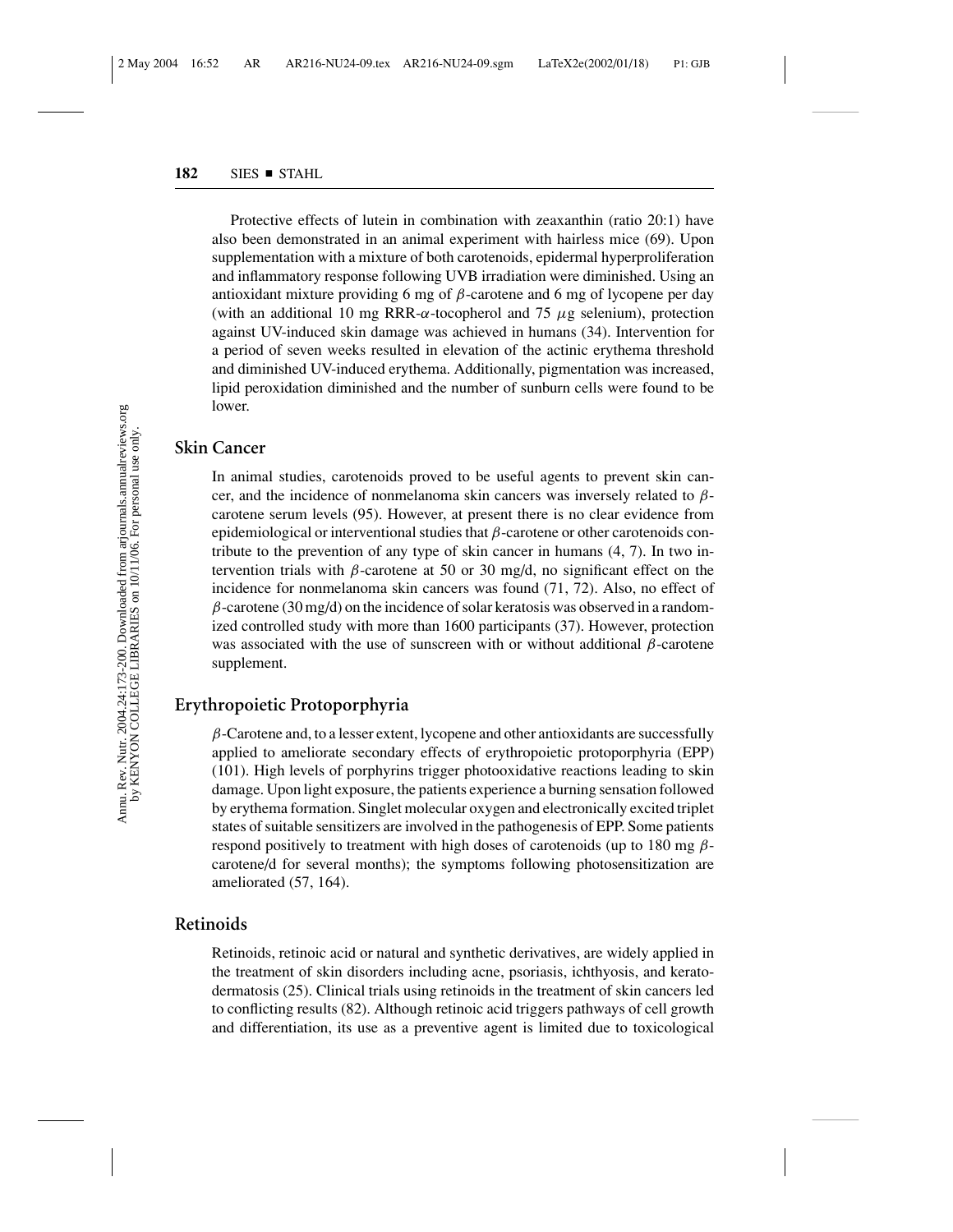Protective effects of lutein in combination with zeaxanthin (ratio 20:1) have also been demonstrated in an animal experiment with hairless mice (69). Upon supplementation with a mixture of both carotenoids, epidermal hyperproliferation and inflammatory response following UVB irradiation were diminished. Using an antioxidant mixture providing 6 mg of $\beta$-carotene and 6 mg of lycopene per day (with an additional 10 mg RRR-$\alpha$-tocopherol and 75 $\mu$g selenium), protection against UV-induced skin damage was achieved in humans (34). Intervention for a period of seven weeks resulted in elevation of the actinic erythema threshold and diminished UV-induced erythema. Additionally, pigmentation was increased, lipid peroxidation diminished and the number of sunburn cells were found to be lower.

## Skin Cancer

In animal studies, carotenoids proved to be useful agents to prevent skin cancer, and the incidence of nonmelanoma skin cancers was inversely related to $\beta$-carotene serum levels (95). However, at present there is no clear evidence from epidemiological or interventional studies that $\beta$-carotene or other carotenoids contribute to the prevention of any type of skin cancer in humans (4, 7). In two intervention trials with $\beta$-carotene at 50 or 30 mg/d, no significant effect on the incidence for nonmelanoma skin cancers was found (71, 72). Also, no effect of $\beta$-carotene (30 mg/d) on the incidence of solar keratosis was observed in a randomized controlled study with more than 1600 participants (37). However, protection was associated with the use of sunscreen with or without additional $\beta$-carotene supplement.

## Erythropoietic Protoporphyria

$\beta$-Carotene and, to a lesser extent, lycopene and other antioxidants are successfully applied to ameliorate secondary effects of erythropoietic protoporphyria (EPP) (101). High levels of porphyrins trigger photooxidative reactions leading to skin damage. Upon light exposure, the patients experience a burning sensation followed by erythema formation. Singlet molecular oxygen and electronically excited triplet states of suitable sensitizers are involved in the pathogenesis of EPP. Some patients respond positively to treatment with high doses of carotenoids (up to 180 mg $\beta$-carotene/d for several months); the symptoms following photosensitization are ameliorated (57, 164).

## Retinoids

Retinoids, retinoic acid or natural and synthetic derivatives, are widely applied in the treatment of skin disorders including acne, psoriasis, ichthyosis, and keratodermatosis (25). Clinical trials using retinoids in the treatment of skin cancers led to conflicting results (82). Although retinoic acid triggers pathways of cell growth and differentiation, its use as a preventive agent is limited due to toxicological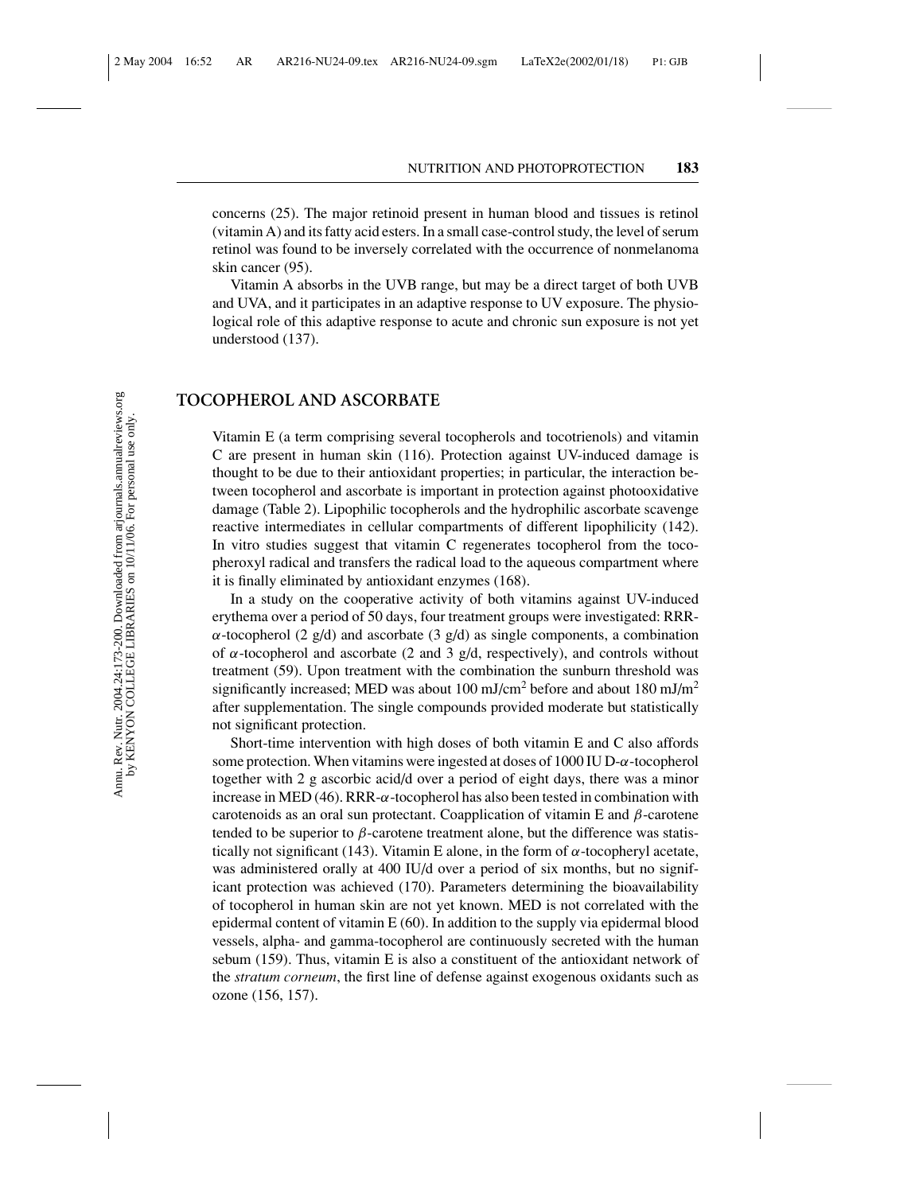concerns (25). The major retinoid present in human blood and tissues is retinol (vitamin A) and its fatty acid esters. In a small case-control study, the level of serum retinol was found to be inversely correlated with the occurrence of nonmelanoma skin cancer (95).

Vitamin A absorbs in the UVB range, but may be a direct target of both UVB and UVA, and it participates in an adaptive response to UV exposure. The physiological role of this adaptive response to acute and chronic sun exposure is not yet understood (137).

## TOCOPHEROL AND ASCORBATE

Vitamin E (a term comprising several tocopherols and tocotrienols) and vitamin C are present in human skin (116). Protection against UV-induced damage is thought to be due to their antioxidant properties; in particular, the interaction between tocopherol and ascorbate is important in protection against photooxidative damage (Table 2). Lipophilic tocopherols and the hydrophilic ascorbate scavenge reactive intermediates in cellular compartments of different lipophilicity (142). In vitro studies suggest that vitamin C regenerates tocopherol from the tocopheroxyl radical and transfers the radical load to the aqueous compartment where it is finally eliminated by antioxidant enzymes (168).

In a study on the cooperative activity of both vitamins against UV-induced erythema over a period of 50 days, four treatment groups were investigated: RRR-$\alpha$-tocopherol (2 g/d) and ascorbate (3 g/d) as single components, a combination of $\alpha$-tocopherol and ascorbate (2 and 3 g/d, respectively), and controls without treatment (59). Upon treatment with the combination the sunburn threshold was significantly increased; MED was about 100 mJ/cm$^2$ before and about 180 mJ/m$^2$ after supplementation. The single compounds provided moderate but statistically not significant protection.

Short-time intervention with high doses of both vitamin E and C also affords some protection. When vitamins were ingested at doses of 1000 IU D-$\alpha$-tocopherol together with 2 g ascorbic acid/d over a period of eight days, there was a minor increase in MED (46). RRR-$\alpha$-tocopherol has also been tested in combination with carotenoids as an oral sun protectant. Coapplication of vitamin E and $\beta$-carotene tended to be superior to $\beta$-carotene treatment alone, but the difference was statistically not significant (143). Vitamin E alone, in the form of $\alpha$-tocopheryl acetate, was administered orally at 400 IU/d over a period of six months, but no significant protection was achieved (170). Parameters determining the bioavailability of tocopherol in human skin are not yet known. MED is not correlated with the epidermal content of vitamin E (60). In addition to the supply via epidermal blood vessels, alpha- and gamma-tocopherol are continuously secreted with the human sebum (159). Thus, vitamin E is also a constituent of the antioxidant network of the *stratum corneum*, the first line of defense against exogenous oxidants such as ozone (156, 157).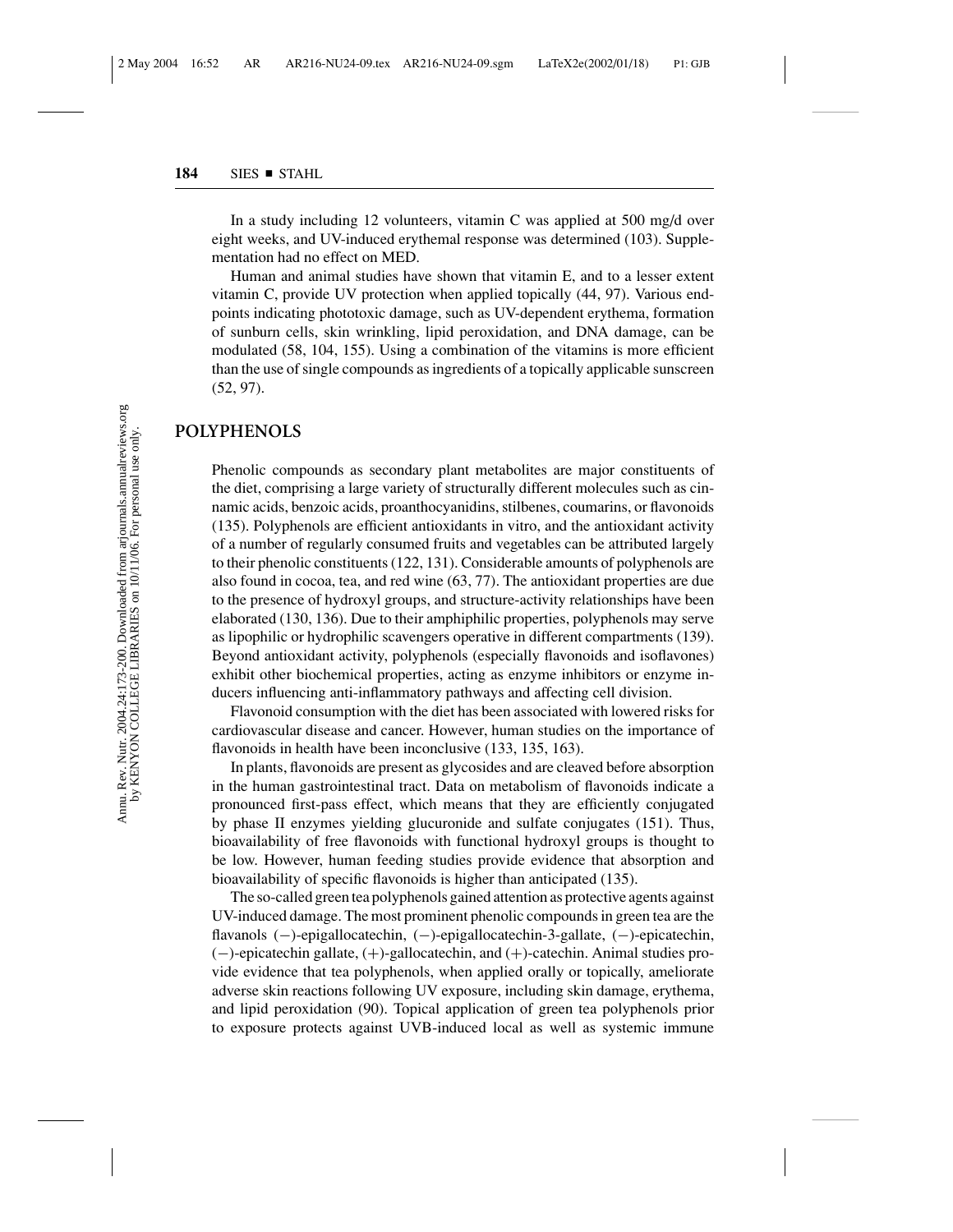In a study including 12 volunteers, vitamin C was applied at 500 mg/d over eight weeks, and UV-induced erythemal response was determined (103). Supplementation had no effect on MED.

Human and animal studies have shown that vitamin E, and to a lesser extent vitamin C, provide UV protection when applied topically (44, 97). Various endpoints indicating phototoxic damage, such as UV-dependent erythema, formation of sunburn cells, skin wrinkling, lipid peroxidation, and DNA damage, can be modulated (58, 104, 155). Using a combination of the vitamins is more efficient than the use of single compounds as ingredients of a topically applicable sunscreen (52, 97).

## POLYPHENOLS

Phenolic compounds as secondary plant metabolites are major constituents of the diet, comprising a large variety of structurally different molecules such as cinnamic acids, benzoic acids, proanthocyanidins, stilbenes, coumarins, or flavonoids (135). Polyphenols are efficient antioxidants in vitro, and the antioxidant activity of a number of regularly consumed fruits and vegetables can be attributed largely to their phenolic constituents (122, 131). Considerable amounts of polyphenols are also found in cocoa, tea, and red wine (63, 77). The antioxidant properties are due to the presence of hydroxyl groups, and structure-activity relationships have been elaborated (130, 136). Due to their amphiphilic properties, polyphenols may serve as lipophilic or hydrophilic scavengers operative in different compartments (139). Beyond antioxidant activity, polyphenols (especially flavonoids and isoflavones) exhibit other biochemical properties, acting as enzyme inhibitors or enzyme inducers influencing anti-inflammatory pathways and affecting cell division.

Flavonoid consumption with the diet has been associated with lowered risks for cardiovascular disease and cancer. However, human studies on the importance of flavonoids in health have been inconclusive (133, 135, 163).

In plants, flavonoids are present as glycosides and are cleaved before absorption in the human gastrointestinal tract. Data on metabolism of flavonoids indicate a pronounced first-pass effect, which means that they are efficiently conjugated by phase II enzymes yielding glucuronide and sulfate conjugates (151). Thus, bioavailability of free flavonoids with functional hydroxyl groups is thought to be low. However, human feeding studies provide evidence that absorption and bioavailability of specific flavonoids is higher than anticipated (135).

The so-called green tea polyphenols gained attention as protective agents against UV-induced damage. The most prominent phenolic compounds in green tea are the flavanols (−)-epigallocatechin, (−)-epigallocatechin-3-gallate, (−)-epicatechin, (−)-epicatechin gallate, (+)-gallocatechin, and (+)-catechin. Animal studies provide evidence that tea polyphenols, when applied orally or topically, ameliorate adverse skin reactions following UV exposure, including skin damage, erythema, and lipid peroxidation (90). Topical application of green tea polyphenols prior to exposure protects against UVB-induced local as well as systemic immune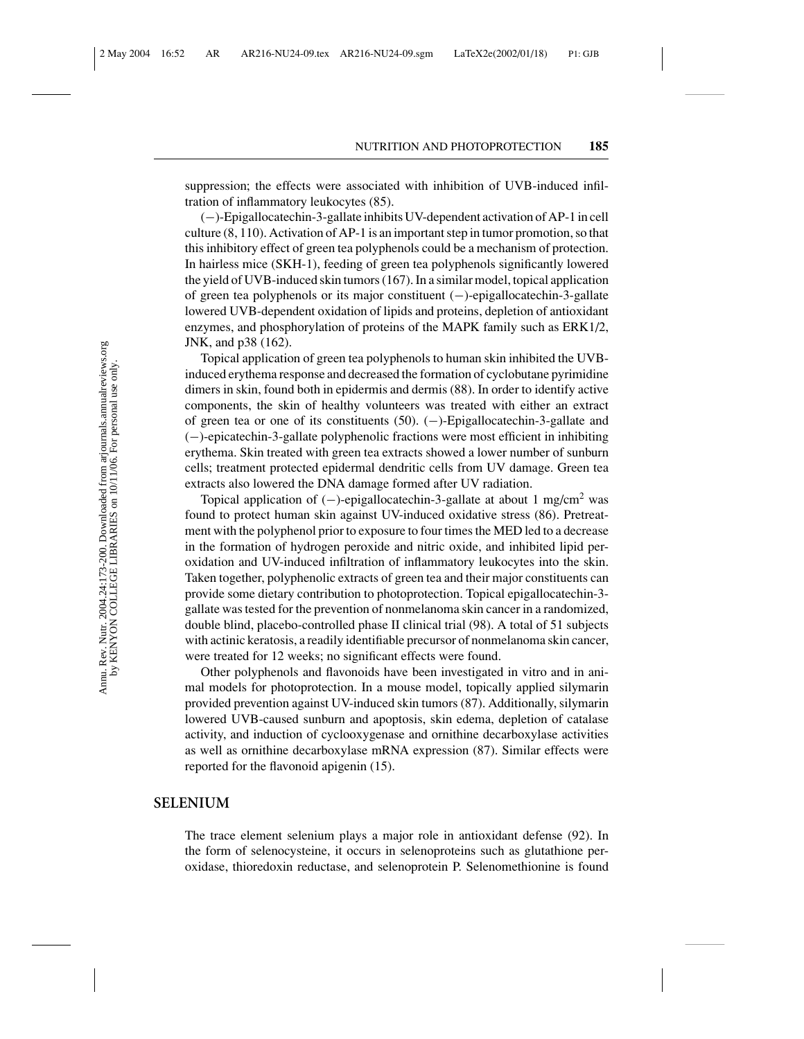suppression; the effects were associated with inhibition of UVB-induced infiltration of inflammatory leukocytes (85).

(−)-Epigallocatechin-3-gallate inhibits UV-dependent activation of AP-1 in cell culture (8, 110). Activation of AP-1 is an important step in tumor promotion, so that this inhibitory effect of green tea polyphenols could be a mechanism of protection. In hairless mice (SKH-1), feeding of green tea polyphenols significantly lowered the yield of UVB-induced skin tumors (167). In a similar model, topical application of green tea polyphenols or its major constituent (−)-epigallocatechin-3-gallate lowered UVB-dependent oxidation of lipids and proteins, depletion of antioxidant enzymes, and phosphorylation of proteins of the MAPK family such as ERK1/2, JNK, and p38 (162).

Topical application of green tea polyphenols to human skin inhibited the UVB-induced erythema response and decreased the formation of cyclobutane pyrimidine dimers in skin, found both in epidermis and dermis (88). In order to identify active components, the skin of healthy volunteers was treated with either an extract of green tea or one of its constituents (50). (−)-Epigallocatechin-3-gallate and (−)-epicatechin-3-gallate polyphenolic fractions were most efficient in inhibiting erythema. Skin treated with green tea extracts showed a lower number of sunburn cells; treatment protected epidermal dendritic cells from UV damage. Green tea extracts also lowered the DNA damage formed after UV radiation.

Topical application of (−)-epigallocatechin-3-gallate at about 1 mg/cm$^2$ was found to protect human skin against UV-induced oxidative stress (86). Pretreatment with the polyphenol prior to exposure to four times the MED led to a decrease in the formation of hydrogen peroxide and nitric oxide, and inhibited lipid peroxidation and UV-induced infiltration of inflammatory leukocytes into the skin. Taken together, polyphenolic extracts of green tea and their major constituents can provide some dietary contribution to photoprotection. Topical epigallocatechin-3-gallate was tested for the prevention of nonmelanoma skin cancer in a randomized, double blind, placebo-controlled phase II clinical trial (98). A total of 51 subjects with actinic keratosis, a readily identifiable precursor of nonmelanoma skin cancer, were treated for 12 weeks; no significant effects were found.

Other polyphenols and flavonoids have been investigated in vitro and in animal models for photoprotection. In a mouse model, topically applied silymarin provided prevention against UV-induced skin tumors (87). Additionally, silymarin lowered UVB-caused sunburn and apoptosis, skin edema, depletion of catalase activity, and induction of cyclooxygenase and ornithine decarboxylase activities as well as ornithine decarboxylase mRNA expression (87). Similar effects were reported for the flavonoid apigenin (15).

## SELENIUM

The trace element selenium plays a major role in antioxidant defense (92). In the form of selenocysteine, it occurs in selenoproteins such as glutathione peroxidase, thioredoxin reductase, and selenoprotein P. Selenomethionine is found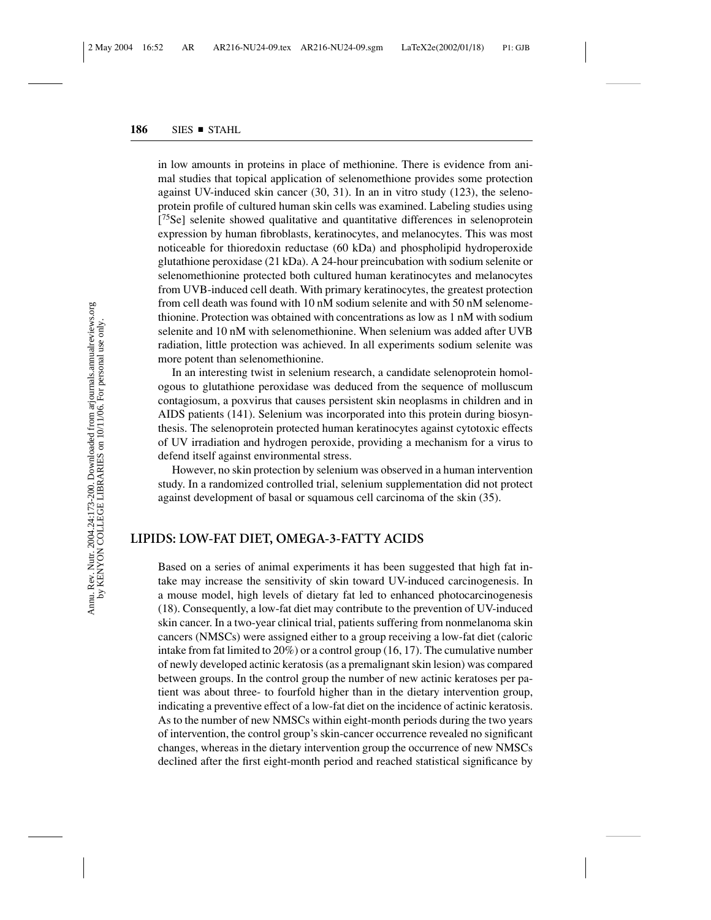in low amounts in proteins in place of methionine. There is evidence from animal studies that topical application of selenomethione provides some protection against UV-induced skin cancer (30, 31). In an in vitro study (123), the selenoprotein profile of cultured human skin cells was examined. Labeling studies using [$^{75}$Se] selenite showed qualitative and quantitative differences in selenoprotein expression by human fibroblasts, keratinocytes, and melanocytes. This was most noticeable for thioredoxin reductase (60 kDa) and phospholipid hydroperoxide glutathione peroxidase (21 kDa). A 24-hour preincubation with sodium selenite or selenomethionine protected both cultured human keratinocytes and melanocytes from UVB-induced cell death. With primary keratinocytes, the greatest protection from cell death was found with 10 nM sodium selenite and with 50 nM selenomethionine. Protection was obtained with concentrations as low as 1 nM with sodium selenite and 10 nM with selenomethionine. When selenium was added after UVB radiation, little protection was achieved. In all experiments sodium selenite was more potent than selenomethionine.

In an interesting twist in selenium research, a candidate selenoprotein homologous to glutathione peroxidase was deduced from the sequence of molluscum contagiosum, a poxvirus that causes persistent skin neoplasms in children and in AIDS patients (141). Selenium was incorporated into this protein during biosynthesis. The selenoprotein protected human keratinocytes against cytotoxic effects of UV irradiation and hydrogen peroxide, providing a mechanism for a virus to defend itself against environmental stress.

However, no skin protection by selenium was observed in a human intervention study. In a randomized controlled trial, selenium supplementation did not protect against development of basal or squamous cell carcinoma of the skin (35).

## LIPIDS: LOW-FAT DIET, OMEGA-3-FATTY ACIDS

Based on a series of animal experiments it has been suggested that high fat intake may increase the sensitivity of skin toward UV-induced carcinogenesis. In a mouse model, high levels of dietary fat led to enhanced photocarcinogenesis (18). Consequently, a low-fat diet may contribute to the prevention of UV-induced skin cancer. In a two-year clinical trial, patients suffering from nonmelanoma skin cancers (NMSCs) were assigned either to a group receiving a low-fat diet (caloric intake from fat limited to 20%) or a control group (16, 17). The cumulative number of newly developed actinic keratosis (as a premalignant skin lesion) was compared between groups. In the control group the number of new actinic keratoses per patient was about three- to fourfold higher than in the dietary intervention group, indicating a preventive effect of a low-fat diet on the incidence of actinic keratosis. As to the number of new NMSCs within eight-month periods during the two years of intervention, the control group's skin-cancer occurrence revealed no significant changes, whereas in the dietary intervention group the occurrence of new NMSCs declined after the first eight-month period and reached statistical significance by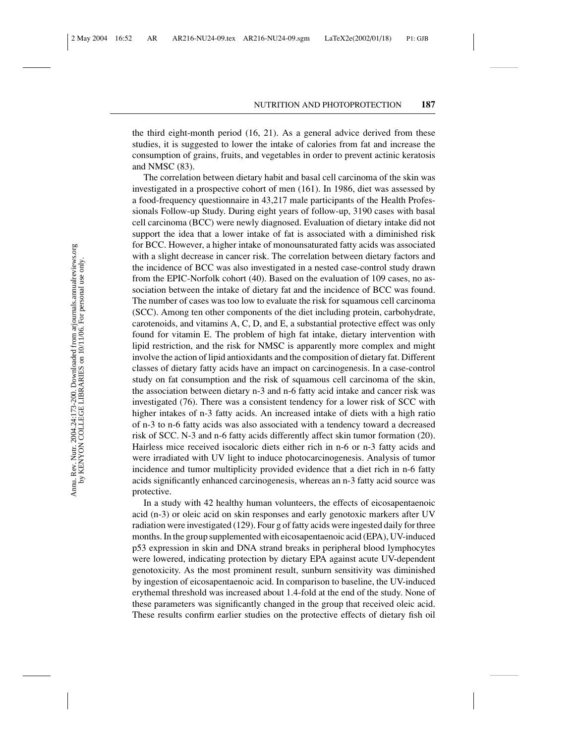the third eight-month period (16, 21). As a general advice derived from these studies, it is suggested to lower the intake of calories from fat and increase the consumption of grains, fruits, and vegetables in order to prevent actinic keratosis and NMSC (83).

The correlation between dietary habit and basal cell carcinoma of the skin was investigated in a prospective cohort of men (161). In 1986, diet was assessed by a food-frequency questionnaire in 43,217 male participants of the Health Professionals Follow-up Study. During eight years of follow-up, 3190 cases with basal cell carcinoma (BCC) were newly diagnosed. Evaluation of dietary intake did not support the idea that a lower intake of fat is associated with a diminished risk for BCC. However, a higher intake of monounsaturated fatty acids was associated with a slight decrease in cancer risk. The correlation between dietary factors and the incidence of BCC was also investigated in a nested case-control study drawn from the EPIC-Norfolk cohort (40). Based on the evaluation of 109 cases, no association between the intake of dietary fat and the incidence of BCC was found. The number of cases was too low to evaluate the risk for squamous cell carcinoma (SCC). Among ten other components of the diet including protein, carbohydrate, carotenoids, and vitamins A, C, D, and E, a substantial protective effect was only found for vitamin E. The problem of high fat intake, dietary intervention with lipid restriction, and the risk for NMSC is apparently more complex and might involve the action of lipid antioxidants and the composition of dietary fat. Different classes of dietary fatty acids have an impact on carcinogenesis. In a case-control study on fat consumption and the risk of squamous cell carcinoma of the skin, the association between dietary n-3 and n-6 fatty acid intake and cancer risk was investigated (76). There was a consistent tendency for a lower risk of SCC with higher intakes of n-3 fatty acids. An increased intake of diets with a high ratio of n-3 to n-6 fatty acids was also associated with a tendency toward a decreased risk of SCC. N-3 and n-6 fatty acids differently affect skin tumor formation (20). Hairless mice received isocaloric diets either rich in n-6 or n-3 fatty acids and were irradiated with UV light to induce photocarcinogenesis. Analysis of tumor incidence and tumor multiplicity provided evidence that a diet rich in n-6 fatty acids significantly enhanced carcinogenesis, whereas an n-3 fatty acid source was protective.

In a study with 42 healthy human volunteers, the effects of eicosapentaenoic acid (n-3) or oleic acid on skin responses and early genotoxic markers after UV radiation were investigated (129). Four g of fatty acids were ingested daily for three months. In the group supplemented with eicosapentaenoic acid (EPA), UV-induced p53 expression in skin and DNA strand breaks in peripheral blood lymphocytes were lowered, indicating protection by dietary EPA against acute UV-dependent genotoxicity. As the most prominent result, sunburn sensitivity was diminished by ingestion of eicosapentaenoic acid. In comparison to baseline, the UV-induced erythemal threshold was increased about 1.4-fold at the end of the study. None of these parameters was significantly changed in the group that received oleic acid. These results confirm earlier studies on the protective effects of dietary fish oil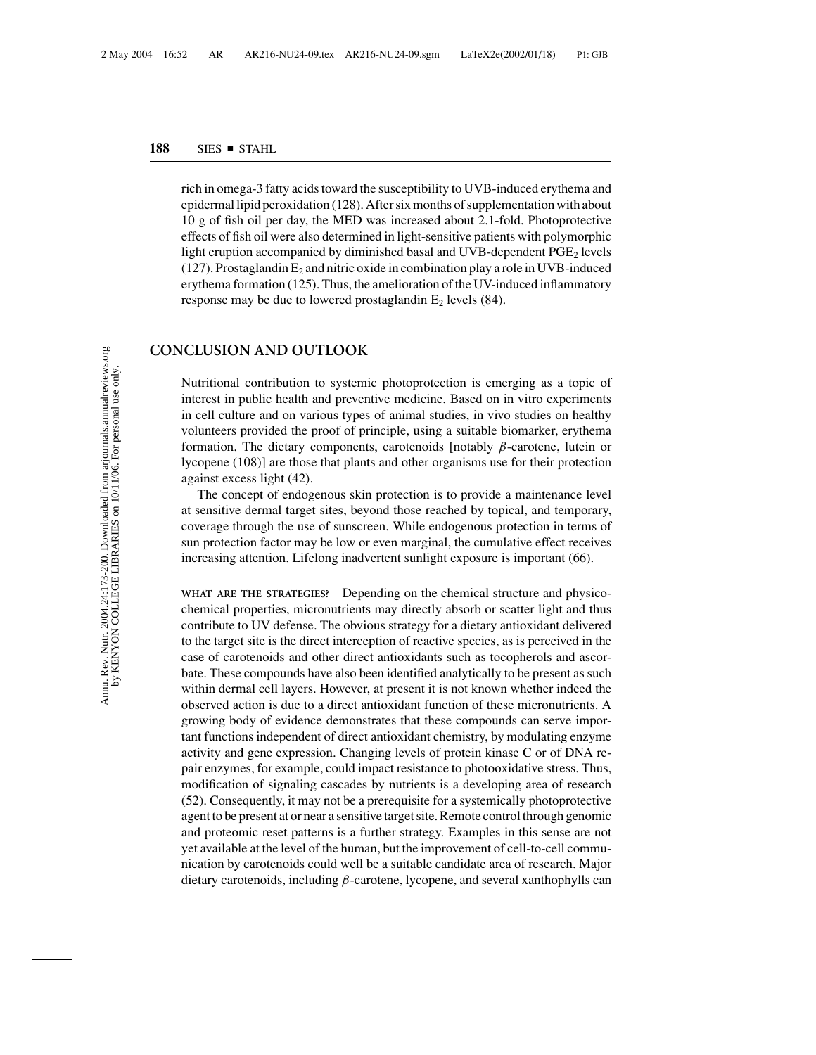rich in omega-3 fatty acids toward the susceptibility to UVB-induced erythema and epidermal lipid peroxidation (128). After six months of supplementation with about 10 g of fish oil per day, the MED was increased about 2.1-fold. Photoprotective effects of fish oil were also determined in light-sensitive patients with polymorphic light eruption accompanied by diminished basal and UVB-dependent $PGE_2$ levels (127). Prostaglandin $E_2$ and nitric oxide in combination play a role in UVB-induced erythema formation (125). Thus, the amelioration of the UV-induced inflammatory response may be due to lowered prostaglandin $E_2$ levels (84).

## CONCLUSION AND OUTLOOK

Nutritional contribution to systemic photoprotection is emerging as a topic of interest in public health and preventive medicine. Based on in vitro experiments in cell culture and on various types of animal studies, in vivo studies on healthy volunteers provided the proof of principle, using a suitable biomarker, erythema formation. The dietary components, carotenoids [notably $\beta$-carotene, lutein or lycopene (108)] are those that plants and other organisms use for their protection against excess light (42).

The concept of endogenous skin protection is to provide a maintenance level at sensitive dermal target sites, beyond those reached by topical, and temporary, coverage through the use of sunscreen. While endogenous protection in terms of sun protection factor may be low or even marginal, the cumulative effect receives increasing attention. Lifelong inadvertent sunlight exposure is important (66).

WHAT ARE THE STRATEGIES? Depending on the chemical structure and physicochemical properties, micronutrients may directly absorb or scatter light and thus contribute to UV defense. The obvious strategy for a dietary antioxidant delivered to the target site is the direct interception of reactive species, as is perceived in the case of carotenoids and other direct antioxidants such as tocopherols and ascorbate. These compounds have also been identified analytically to be present as such within dermal cell layers. However, at present it is not known whether indeed the observed action is due to a direct antioxidant function of these micronutrients. A growing body of evidence demonstrates that these compounds can serve important functions independent of direct antioxidant chemistry, by modulating enzyme activity and gene expression. Changing levels of protein kinase C or of DNA repair enzymes, for example, could impact resistance to photooxidative stress. Thus, modification of signaling cascades by nutrients is a developing area of research (52). Consequently, it may not be a prerequisite for a systemically photoprotective agent to be present at or near a sensitive target site. Remote control through genomic and proteomic reset patterns is a further strategy. Examples in this sense are not yet available at the level of the human, but the improvement of cell-to-cell communication by carotenoids could well be a suitable candidate area of research. Major dietary carotenoids, including $\beta$-carotene, lycopene, and several xanthophylls can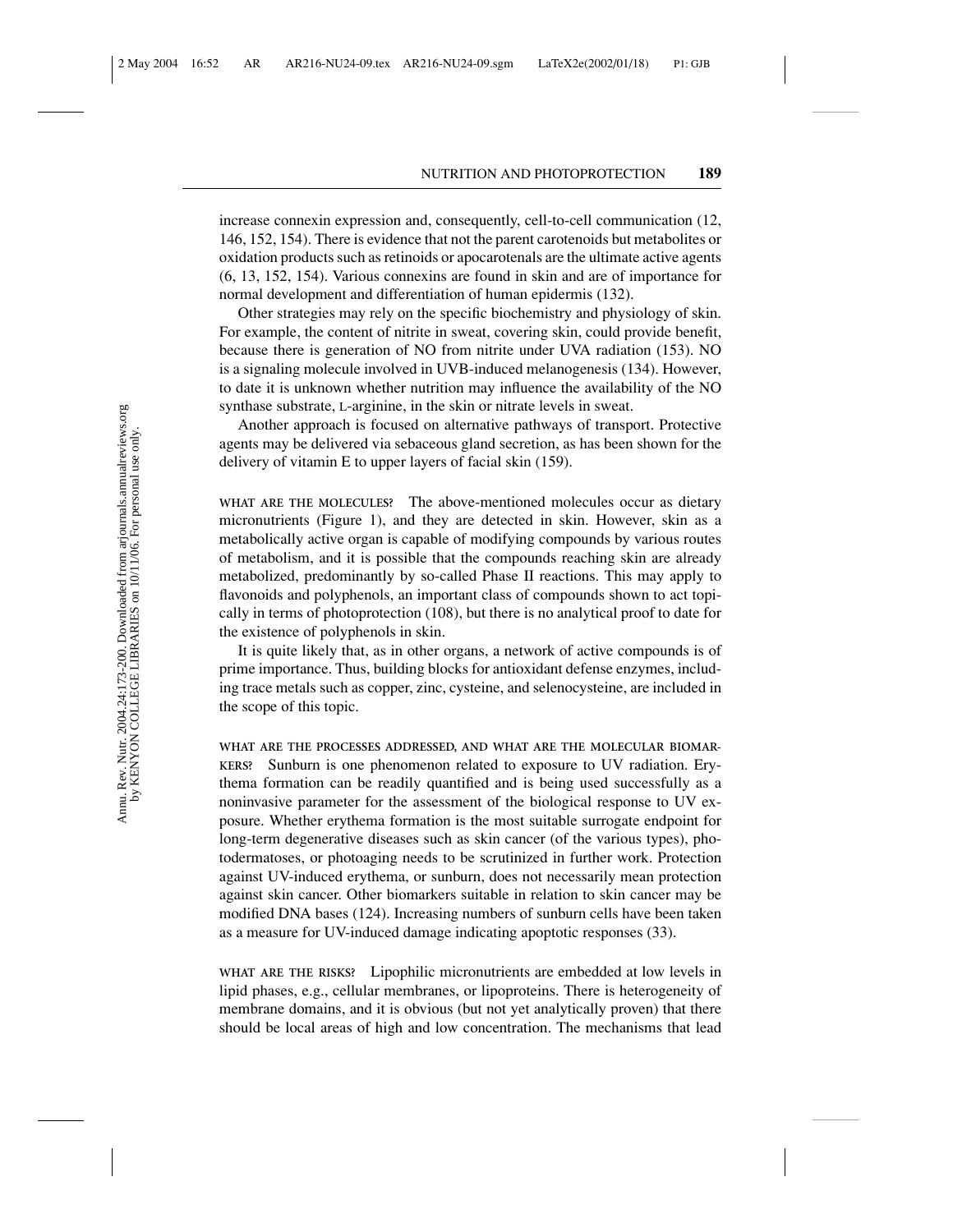increase connexin expression and, consequently, cell-to-cell communication (12, 146, 152, 154). There is evidence that not the parent carotenoids but metabolites or oxidation products such as retinoids or apocarotenals are the ultimate active agents (6, 13, 152, 154). Various connexins are found in skin and are of importance for normal development and differentiation of human epidermis (132).

Other strategies may rely on the specific biochemistry and physiology of skin. For example, the content of nitrite in sweat, covering skin, could provide benefit, because there is generation of NO from nitrite under UVA radiation (153). NO is a signaling molecule involved in UVB-induced melanogenesis (134). However, to date it is unknown whether nutrition may influence the availability of the NO synthase substrate, L-arginine, in the skin or nitrate levels in sweat.

Another approach is focused on alternative pathways of transport. Protective agents may be delivered via sebaceous gland secretion, as has been shown for the delivery of vitamin E to upper layers of facial skin (159).

**WHAT ARE THE MOLECULES?** The above-mentioned molecules occur as dietary micronutrients (Figure 1), and they are detected in skin. However, skin as a metabolically active organ is capable of modifying compounds by various routes of metabolism, and it is possible that the compounds reaching skin are already metabolized, predominantly by so-called Phase II reactions. This may apply to flavonoids and polyphenols, an important class of compounds shown to act topically in terms of photoprotection (108), but there is no analytical proof to date for the existence of polyphenols in skin.

It is quite likely that, as in other organs, a network of active compounds is of prime importance. Thus, building blocks for antioxidant defense enzymes, including trace metals such as copper, zinc, cysteine, and selenocysteine, are included in the scope of this topic.

**WHAT ARE THE PROCESSES ADDRESSED, AND WHAT ARE THE MOLECULAR BIOMARKERS?** Sunburn is one phenomenon related to exposure to UV radiation. Erythema formation can be readily quantified and is being used successfully as a noninvasive parameter for the assessment of the biological response to UV exposure. Whether erythema formation is the most suitable surrogate endpoint for long-term degenerative diseases such as skin cancer (of the various types), photodermatoses, or photoaging needs to be scrutinized in further work. Protection against UV-induced erythema, or sunburn, does not necessarily mean protection against skin cancer. Other biomarkers suitable in relation to skin cancer may be modified DNA bases (124). Increasing numbers of sunburn cells have been taken as a measure for UV-induced damage indicating apoptotic responses (33).

**WHAT ARE THE RISKS?** Lipophilic micronutrients are embedded at low levels in lipid phases, e.g., cellular membranes, or lipoproteins. There is heterogeneity of membrane domains, and it is obvious (but not yet analytically proven) that there should be local areas of high and low concentration. The mechanisms that lead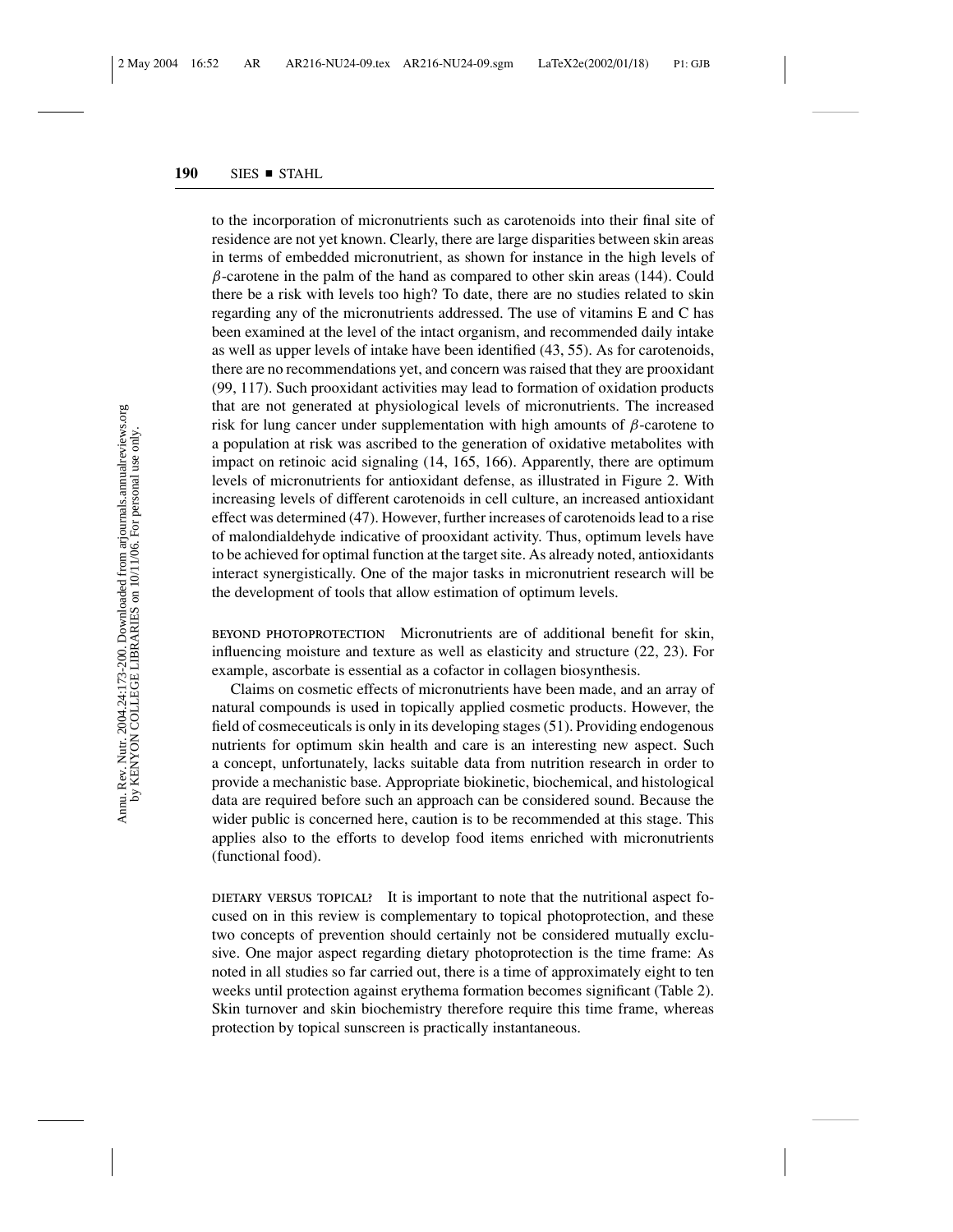to the incorporation of micronutrients such as carotenoids into their final site of residence are not yet known. Clearly, there are large disparities between skin areas in terms of embedded micronutrient, as shown for instance in the high levels of $\beta$-carotene in the palm of the hand as compared to other skin areas (144). Could there be a risk with levels too high? To date, there are no studies related to skin regarding any of the micronutrients addressed. The use of vitamins E and C has been examined at the level of the intact organism, and recommended daily intake as well as upper levels of intake have been identified (43, 55). As for carotenoids, there are no recommendations yet, and concern was raised that they are prooxidant (99, 117). Such prooxidant activities may lead to formation of oxidation products that are not generated at physiological levels of micronutrients. The increased risk for lung cancer under supplementation with high amounts of $\beta$-carotene to a population at risk was ascribed to the generation of oxidative metabolites with impact on retinoic acid signaling (14, 165, 166). Apparently, there are optimum levels of micronutrients for antioxidant defense, as illustrated in Figure 2. With increasing levels of different carotenoids in cell culture, an increased antioxidant effect was determined (47). However, further increases of carotenoids lead to a rise of malondialdehyde indicative of prooxidant activity. Thus, optimum levels have to be achieved for optimal function at the target site. As already noted, antioxidants interact synergistically. One of the major tasks in micronutrient research will be the development of tools that allow estimation of optimum levels.

BEYOND PHOTOPROTECTION Micronutrients are of additional benefit for skin, influencing moisture and texture as well as elasticity and structure (22, 23). For example, ascorbate is essential as a cofactor in collagen biosynthesis.

Claims on cosmetic effects of micronutrients have been made, and an array of natural compounds is used in topically applied cosmetic products. However, the field of cosmeceuticals is only in its developing stages (51). Providing endogenous nutrients for optimum skin health and care is an interesting new aspect. Such a concept, unfortunately, lacks suitable data from nutrition research in order to provide a mechanistic base. Appropriate biokinetic, biochemical, and histological data are required before such an approach can be considered sound. Because the wider public is concerned here, caution is to be recommended at this stage. This applies also to the efforts to develop food items enriched with micronutrients (functional food).

DIETARY VERSUS TOPICAL? It is important to note that the nutritional aspect focused on in this review is complementary to topical photoprotection, and these two concepts of prevention should certainly not be considered mutually exclusive. One major aspect regarding dietary photoprotection is the time frame: As noted in all studies so far carried out, there is a time of approximately eight to ten weeks until protection against erythema formation becomes significant (Table 2). Skin turnover and skin biochemistry therefore require this time frame, whereas protection by topical sunscreen is practically instantaneous.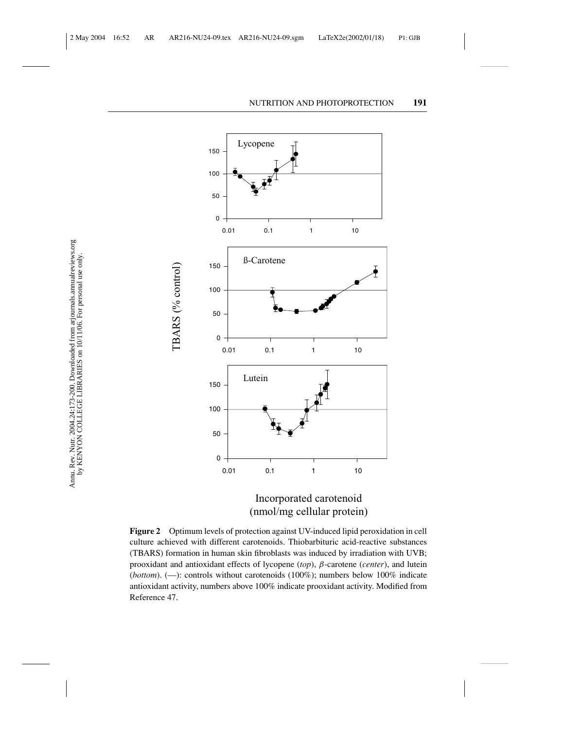**Figure 2** Optimum levels of protection against UV-induced lipid peroxidation in cell culture achieved with different carotenoids. Thiobarbituric acid-reactive substances (TBARS) formation in human skin fibroblasts was induced by irradiation with UVB; prooxidant and antioxidant effects of lycopene (*top*), $\beta$-carotene (*center*), and lutein (*bottom*). (—): controls without carotenoids (100%); numbers below 100% indicate antioxidant activity, numbers above 100% indicate prooxidant activity. Modified from Reference 47.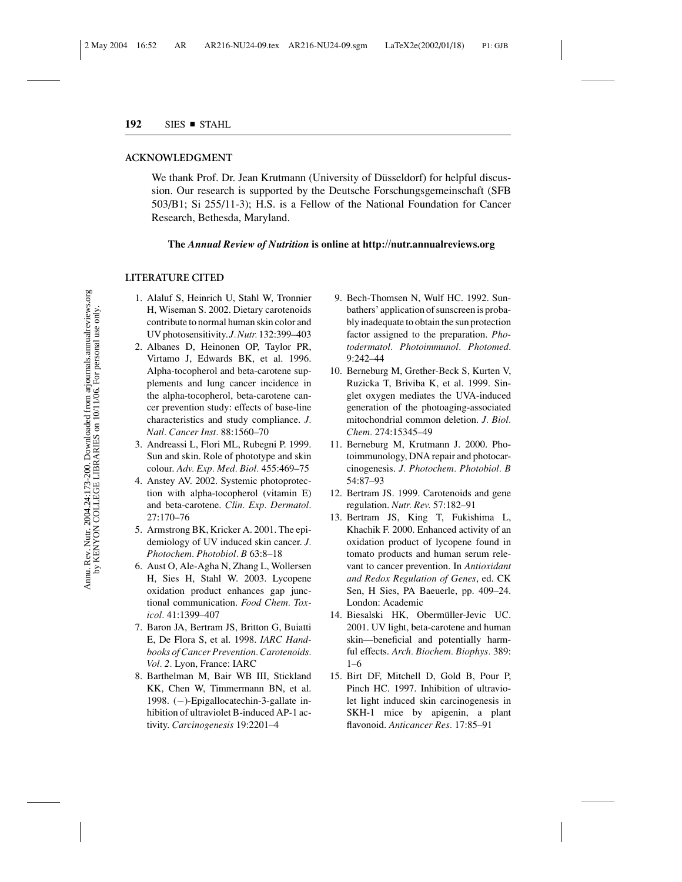## ACKNOWLEDGMENT

We thank Prof. Dr. Jean Krutmann (University of Düsseldorf) for helpful discussion. Our research is supported by the Deutsche Forschungsgemeinschaft (SFB 503/B1; Si 255/11-3); H.S. is a Fellow of the National Foundation for Cancer Research, Bethesda, Maryland.

**The *Annual Review of Nutrition* is online at http://nutr.annualreviews.org**

## LITERATURE CITED

1. Alaluf S, Heinrich U, Stahl W, Tronnier H, Wiseman S. 2002. Dietary carotenoids contribute to normal human skin color and UV photosensitivity. *J. Nutr.* 132:399–403
2. Albanes D, Heinonen OP, Taylor PR, Virtamo J, Edwards BK, et al. 1996. Alpha-tocopherol and beta-carotene supplements and lung cancer incidence in the alpha-tocopherol, beta-carotene cancer prevention study: effects of base-line characteristics and study compliance. *J. Natl. Cancer Inst.* 88:1560–70
3. Andreassi L, Flori ML, Rubegni P. 1999. Sun and skin. Role of phototype and skin colour. *Adv. Exp. Med. Biol.* 455:469–75
4. Anstey AV. 2002. Systemic photoprotection with alpha-tocopherol (vitamin E) and beta-carotene. *Clin. Exp. Dermatol.* 27:170–76
5. Armstrong BK, Kricker A. 2001. The epidemiology of UV induced skin cancer. *J. Photochem. Photobiol. B* 63:8–18
6. Aust O, Ale-Agha N, Zhang L, Wollersen H, Sies H, Stahl W. 2003. Lycopene oxidation product enhances gap junctional communication. *Food Chem. Toxicol.* 41:1399–407
7. Baron JA, Bertram JS, Britton G, Buiatti E, De Flora S, et al. 1998. *IARC Handbooks of Cancer Prevention. Carotenoids. Vol. 2*. Lyon, France: IARC
8. Barthelman M, Bair WB III, Stickland KK, Chen W, Timmermann BN, et al. 1998. (−)-Epigallocatechin-3-gallate inhibition of ultraviolet B-induced AP-1 activity. *Carcinogenesis* 19:2201–4
9. Bech-Thomsen N, Wulf HC. 1992. Sunbathers' application of sunscreen is probably inadequate to obtain the sun protection factor assigned to the preparation. *Photodermatol. Photoimmunol. Photomed.* 9:242–44
10. Berneburg M, Grether-Beck S, Kurten V, Ruzicka T, Briviba K, et al. 1999. Singlet oxygen mediates the UVA-induced generation of the photoaging-associated mitochondrial common deletion. *J. Biol. Chem.* 274:15345–49
11. Berneburg M, Krutmann J. 2000. Photoimmunology, DNA repair and photocarcinogenesis. *J. Photochem. Photobiol. B* 54:87–93
12. Bertram JS. 1999. Carotenoids and gene regulation. *Nutr. Rev.* 57:182–91
13. Bertram JS, King T, Fukishima L, Khachik F. 2000. Enhanced activity of an oxidation product of lycopene found in tomato products and human serum relevant to cancer prevention. In *Antioxidant and Redox Regulation of Genes*, ed. CK Sen, H Sies, PA Baeuerle, pp. 409–24. London: Academic
14. Biesalski HK, Obermüller-Jevic UC. 2001. UV light, beta-carotene and human skin—beneficial and potentially harmful effects. *Arch. Biochem. Biophys.* 389: 1–6
15. Birt DF, Mitchell D, Gold B, Pour P, Pinch HC. 1997. Inhibition of ultraviolet light induced skin carcinogenesis in SKH-1 mice by apigenin, a plant flavonoid. *Anticancer Res.* 17:85–91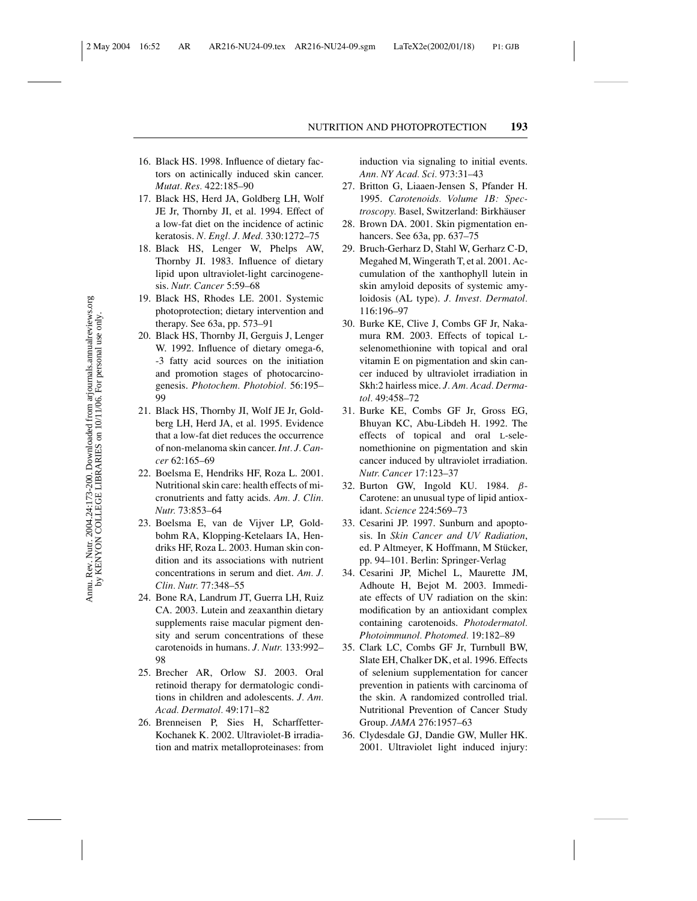16. Black HS. 1998. Influence of dietary factors on actinically induced skin cancer. *Mutat. Res.* 422:185–90
17. Black HS, Herd JA, Goldberg LH, Wolf JE Jr, Thornby JI, et al. 1994. Effect of a low-fat diet on the incidence of actinic keratosis. *N. Engl. J. Med.* 330:1272–75
18. Black HS, Lenger W, Phelps AW, Thornby JI. 1983. Influence of dietary lipid upon ultraviolet-light carcinogenesis. *Nutr. Cancer* 5:59–68
19. Black HS, Rhodes LE. 2001. Systemic photoprotection; dietary intervention and therapy. See 63a, pp. 573–91
20. Black HS, Thornby JI, Gerguis J, Lenger W. 1992. Influence of dietary omega-6, -3 fatty acid sources on the initiation and promotion stages of photocarcinogenesis. *Photochem. Photobiol.* 56:195–99
21. Black HS, Thornby JI, Wolf JE Jr, Goldberg LH, Herd JA, et al. 1995. Evidence that a low-fat diet reduces the occurrence of non-melanoma skin cancer. *Int. J. Cancer* 62:165–69
22. Boelsma E, Hendriks HF, Roza L. 2001. Nutritional skin care: health effects of micronutrients and fatty acids. *Am. J. Clin. Nutr.* 73:853–64
23. Boelsma E, van de Vijver LP, Goldbohm RA, Klopping-Ketelaars IA, Hendriks HF, Roza L. 2003. Human skin condition and its associations with nutrient concentrations in serum and diet. *Am. J. Clin. Nutr.* 77:348–55
24. Bone RA, Landrum JT, Guerra LH, Ruiz CA. 2003. Lutein and zeaxanthin dietary supplements raise macular pigment density and serum concentrations of these carotenoids in humans. *J. Nutr.* 133:992–98
25. Brecher AR, Orlow SJ. 2003. Oral retinoid therapy for dermatologic conditions in children and adolescents. *J. Am. Acad. Dermatol.* 49:171–82
26. Brenneisen P, Sies H, Scharffetter-Kochanek K. 2002. Ultraviolet-B irradiation and matrix metalloproteinases: from induction via signaling to initial events. *Ann. NY Acad. Sci.* 973:31–43
27. Britton G, Liaaen-Jensen S, Pfander H. 1995. *Carotenoids. Volume 1B: Spectroscopy.* Basel, Switzerland: Birkhäuser
28. Brown DA. 2001. Skin pigmentation enhancers. See 63a, pp. 637–75
29. Bruch-Gerharz D, Stahl W, Gerharz C-D, Megahed M, Wingerath T, et al. 2001. Accumulation of the xanthophyll lutein in skin amyloid deposits of systemic amyloidosis (AL type). *J. Invest. Dermatol.* 116:196–97
30. Burke KE, Clive J, Combs GF Jr, Nakamura RM. 2003. Effects of topical L-selenomethionine with topical and oral vitamin E on pigmentation and skin cancer induced by ultraviolet irradiation in Skh:2 hairless mice. *J. Am. Acad. Dermatol.* 49:458–72
31. Burke KE, Combs GF Jr, Gross EG, Bhuyan KC, Abu-Libdeh H. 1992. The effects of topical and oral L-selenomethionine on pigmentation and skin cancer induced by ultraviolet irradiation. *Nutr. Cancer* 17:123–37
32. Burton GW, Ingold KU. 1984. $\beta$-Carotene: an unusual type of lipid antioxidant. *Science* 224:569–73
33. Cesarini JP. 1997. Sunburn and apoptosis. In *Skin Cancer and UV Radiation*, ed. P Altmeyer, K Hoffmann, M Stücker, pp. 94–101. Berlin: Springer-Verlag
34. Cesarini JP, Michel L, Maurette JM, Adhoute H, Bejot M. 2003. Immediate effects of UV radiation on the skin: modification by an antioxidant complex containing carotenoids. *Photodermatol. Photoimmunol. Photomed.* 19:182–89
35. Clark LC, Combs GF Jr, Turnbull BW, Slate EH, Chalker DK, et al. 1996. Effects of selenium supplementation for cancer prevention in patients with carcinoma of the skin. A randomized controlled trial. Nutritional Prevention of Cancer Study Group. *JAMA* 276:1957–63
36. Clydesdale GJ, Dandie GW, Muller HK. 2001. Ultraviolet light induced injury: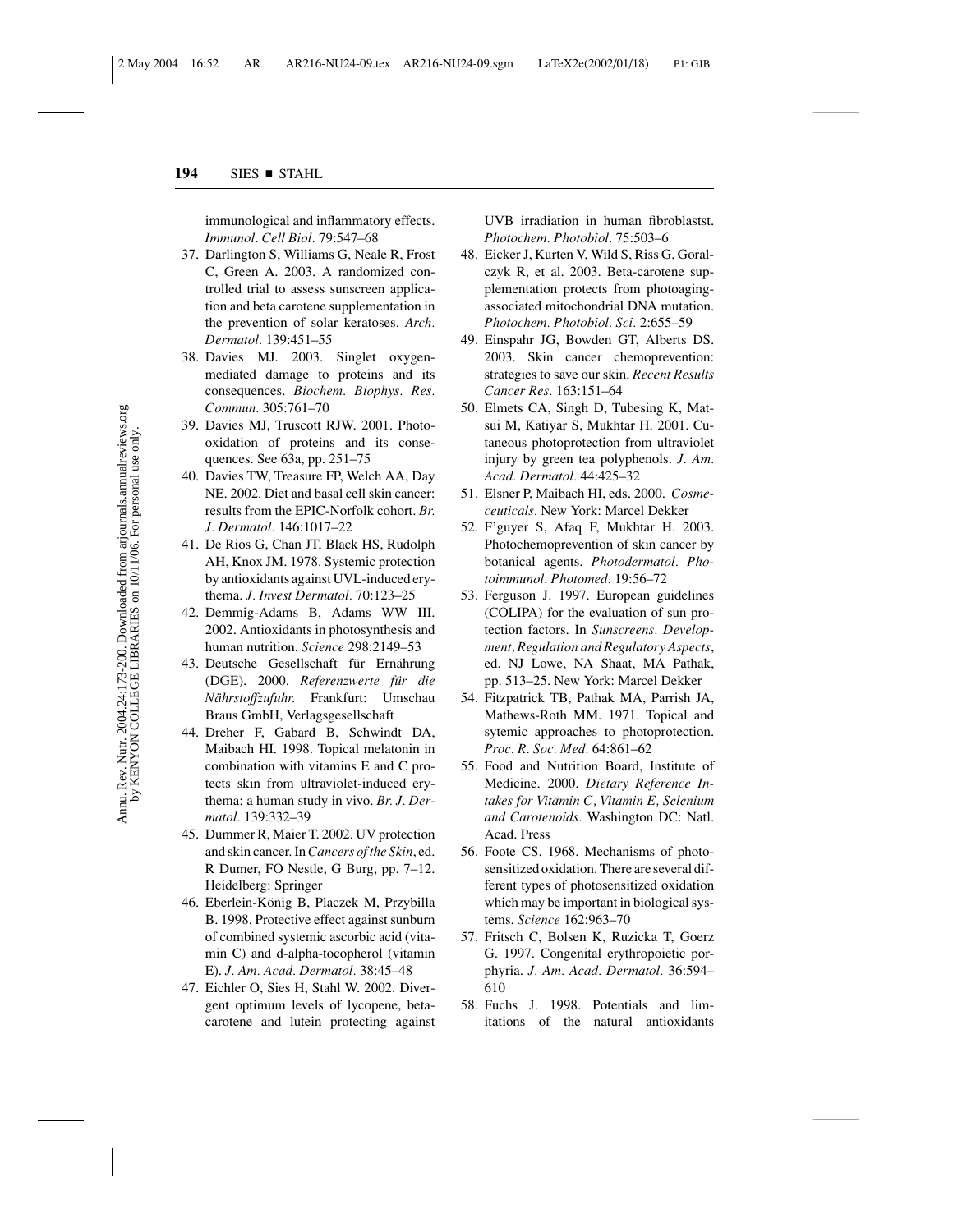immunological and inflammatory effects. *Immunol. Cell Biol.* 79:547–68

37. Darlington S, Williams G, Neale R, Frost C, Green A. 2003. A randomized controlled trial to assess sunscreen application and beta carotene supplementation in the prevention of solar keratoses. *Arch. Dermatol.* 139:451–55
38. Davies MJ. 2003. Singlet oxygen-mediated damage to proteins and its consequences. *Biochem. Biophys. Res. Commun.* 305:761–70
39. Davies MJ, Truscott RJW. 2001. Photo-oxidation of proteins and its consequences. See 63a, pp. 251–75
40. Davies TW, Treasure FP, Welch AA, Day NE. 2002. Diet and basal cell skin cancer: results from the EPIC-Norfolk cohort. *Br. J. Dermatol.* 146:1017–22
41. De Rios G, Chan JT, Black HS, Rudolph AH, Knox JM. 1978. Systemic protection by antioxidants against UVL-induced erythema. *J. Invest Dermatol.* 70:123–25
42. Demmig-Adams B, Adams WW III. 2002. Antioxidants in photosynthesis and human nutrition. *Science* 298:2149–53
43. Deutsche Gesellschaft für Ernährung (DGE). 2000. *Referenzwerte für die Nährstoffzufuhr.* Frankfurt: Umschau Braus GmbH, Verlagsgesellschaft
44. Dreher F, Gabard B, Schwindt DA, Maibach HI. 1998. Topical melatonin in combination with vitamins E and C protects skin from ultraviolet-induced erythema: a human study in vivo. *Br. J. Dermatol.* 139:332–39
45. Dummer R, Maier T. 2002. UV protection and skin cancer. In *Cancers of the Skin*, ed. R Dumer, FO Nestle, G Burg, pp. 7–12. Heidelberg: Springer
46. Eberlein-König B, Placzek M, Przybilla B. 1998. Protective effect against sunburn of combined systemic ascorbic acid (vitamin C) and d-alpha-tocopherol (vitamin E). *J. Am. Acad. Dermatol.* 38:45–48
47. Eichler O, Sies H, Stahl W. 2002. Divergent optimum levels of lycopene, beta-carotene and lutein protecting against UVB irradiation in human fibroblastst. *Photochem. Photobiol.* 75:503–6
48. Eicker J, Kurten V, Wild S, Riss G, Goralczyk R, et al. 2003. Beta-carotene supplementation protects from photoaging-associated mitochondrial DNA mutation. *Photochem. Photobiol. Sci.* 2:655–59
49. Einspahr JG, Bowden GT, Alberts DS. 2003. Skin cancer chemoprevention: strategies to save our skin. *Recent Results Cancer Res.* 163:151–64
50. Elmets CA, Singh D, Tubesing K, Matsui M, Katiyar S, Mukhtar H. 2001. Cutaneous photoprotection from ultraviolet injury by green tea polyphenols. *J. Am. Acad. Dermatol.* 44:425–32
51. Elsner P, Maibach HI, eds. 2000. *Cosmeceuticals.* New York: Marcel Dekker
52. F'guyer S, Afaq F, Mukhtar H. 2003. Photochemoprevention of skin cancer by botanical agents. *Photodermatol. Photoimmunol. Photomed.* 19:56–72
53. Ferguson J. 1997. European guidelines (COLIPA) for the evaluation of sun protection factors. In *Sunscreens. Development, Regulation and Regulatory Aspects*, ed. NJ Lowe, NA Shaat, MA Pathak, pp. 513–25. New York: Marcel Dekker
54. Fitzpatrick TB, Pathak MA, Parrish JA, Mathews-Roth MM. 1971. Topical and sytemic approaches to photoprotection. *Proc. R. Soc. Med.* 64:861–62
55. Food and Nutrition Board, Institute of Medicine. 2000. *Dietary Reference Intakes for Vitamin C, Vitamin E, Selenium and Carotenoids.* Washington DC: Natl. Acad. Press
56. Foote CS. 1968. Mechanisms of photosensitized oxidation. There are several different types of photosensitized oxidation which may be important in biological systems. *Science* 162:963–70
57. Fritsch C, Bolsen K, Ruzicka T, Goerz G. 1997. Congenital erythropoietic porphyria. *J. Am. Acad. Dermatol.* 36:594–610
58. Fuchs J. 1998. Potentials and limitations of the natural antioxidants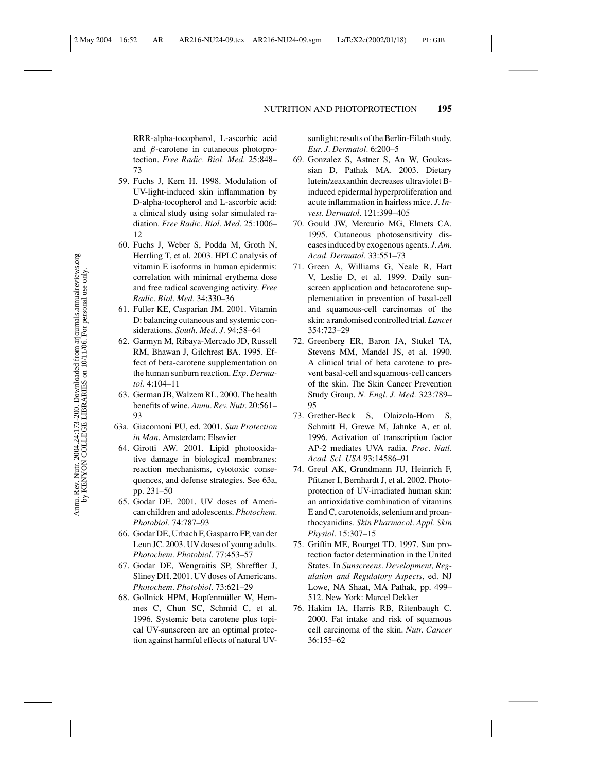RRR-alpha-tocopherol, L-ascorbic acid and $\beta$-carotene in cutaneous photoprotection. *Free Radic. Biol. Med.* 25:848–73

59. Fuchs J, Kern H. 1998. Modulation of UV-light-induced skin inflammation by D-alpha-tocopherol and L-ascorbic acid: a clinical study using solar simulated radiation. *Free Radic. Biol. Med.* 25:1006–12
60. Fuchs J, Weber S, Podda M, Groth N, Herrling T, et al. 2003. HPLC analysis of vitamin E isoforms in human epidermis: correlation with minimal erythema dose and free radical scavenging activity. *Free Radic. Biol. Med.* 34:330–36
61. Fuller KE, Casparian JM. 2001. Vitamin D: balancing cutaneous and systemic considerations. *South. Med. J.* 94:58–64
62. Garmyn M, Ribaya-Mercado JD, Russell RM, Bhawan J, Gilchrest BA. 1995. Effect of beta-carotene supplementation on the human sunburn reaction. *Exp. Dermatol.* 4:104–11
63. German JB, Walzem RL. 2000. The health benefits of wine. *Annu. Rev. Nutr.* 20:561–93

63a. Giacomoni PU, ed. 2001. *Sun Protection in Man*. Amsterdam: Elsevier

64. Girotti AW. 2001. Lipid photooxidative damage in biological membranes: reaction mechanisms, cytotoxic consequences, and defense strategies. See 63a, pp. 231–50
65. Godar DE. 2001. UV doses of American children and adolescents. *Photochem. Photobiol.* 74:787–93
66. Godar DE, Urbach F, Gasparro FP, van der Leun JC. 2003. UV doses of young adults. *Photochem. Photobiol.* 77:453–57
67. Godar DE, Wengraitis SP, Shreffler J, Sliney DH. 2001. UV doses of Americans. *Photochem. Photobiol.* 73:621–29
68. Gollnick HPM, Hopfenmüller W, Hemmes C, Chun SC, Schmid C, et al. 1996. Systemic beta carotene plus topical UV-sunscreen are an optimal protection against harmful effects of natural UV-sunlight: results of the Berlin-Eilath study. *Eur. J. Dermatol.* 6:200–5
69. Gonzalez S, Astner S, An W, Goukassian D, Pathak MA. 2003. Dietary lutein/zeaxanthin decreases ultraviolet B-induced epidermal hyperproliferation and acute inflammation in hairless mice. *J. Invest. Dermatol.* 121:399–405
70. Gould JW, Mercurio MG, Elmets CA. 1995. Cutaneous photosensitivity diseases induced by exogenous agents. *J. Am. Acad. Dermatol.* 33:551–73
71. Green A, Williams G, Neale R, Hart V, Leslie D, et al. 1999. Daily sunscreen application and betacarotene supplementation in prevention of basal-cell and squamous-cell carcinomas of the skin: a randomised controlled trial. *Lancet* 354:723–29
72. Greenberg ER, Baron JA, Stukel TA, Stevens MM, Mandel JS, et al. 1990. A clinical trial of beta carotene to prevent basal-cell and squamous-cell cancers of the skin. The Skin Cancer Prevention Study Group. *N. Engl. J. Med.* 323:789–95
73. Grether-Beck S, Olaizola-Horn S, Schmitt H, Grewe M, Jahnke A, et al. 1996. Activation of transcription factor AP-2 mediates UVA radia. *Proc. Natl. Acad. Sci. USA* 93:14586–91
74. Greul AK, Grundmann JU, Heinrich F, Pfitzner I, Bernhardt J, et al. 2002. Photoprotection of UV-irradiated human skin: an antioxidative combination of vitamins E and C, carotenoids, selenium and proanthocyanidins. *Skin Pharmacol. Appl. Skin Physiol.* 15:307–15
75. Griffin ME, Bourget TD. 1997. Sun protection factor determination in the United States. In *Sunscreens. Development, Regulation and Regulatory Aspects*, ed. NJ Lowe, NA Shaat, MA Pathak, pp. 499–512. New York: Marcel Dekker
76. Hakim IA, Harris RB, Ritenbaugh C. 2000. Fat intake and risk of squamous cell carcinoma of the skin. *Nutr. Cancer* 36:155–62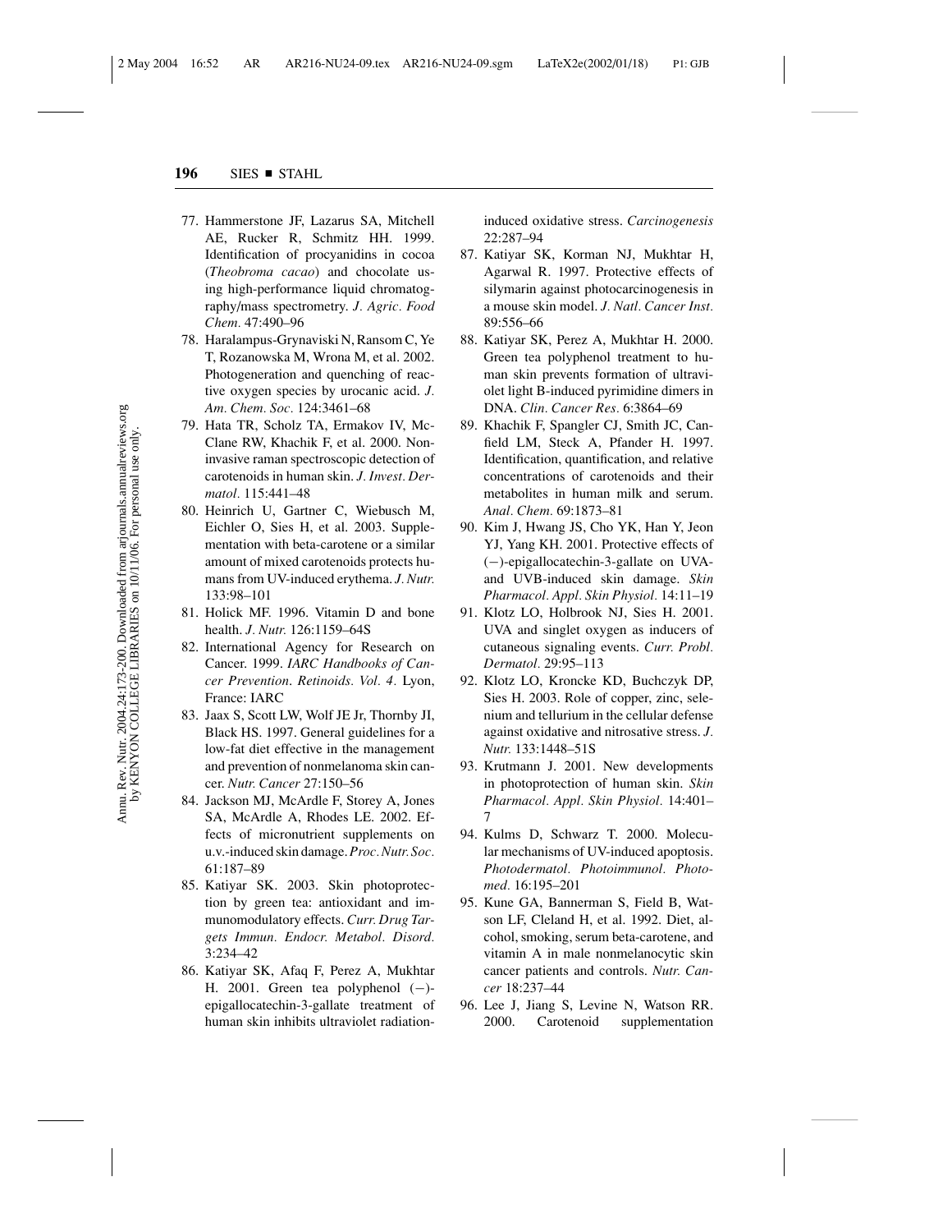77. Hammerstone JF, Lazarus SA, Mitchell AE, Rucker R, Schmitz HH. 1999. Identification of procyanidins in cocoa (*Theobroma cacao*) and chocolate using high-performance liquid chromatography/mass spectrometry. *J. Agric. Food Chem.* 47:490–96
78. Haralampus-Grynaviski N, Ransom C, Ye T, Rozanowska M, Wrona M, et al. 2002. Photogeneration and quenching of reactive oxygen species by urocanic acid. *J. Am. Chem. Soc.* 124:3461–68
79. Hata TR, Scholz TA, Ermakov IV, McClane RW, Khachik F, et al. 2000. Non-invasive raman spectroscopic detection of carotenoids in human skin. *J. Invest. Dermatol.* 115:441–48
80. Heinrich U, Gartner C, Wiebusch M, Eichler O, Sies H, et al. 2003. Supplementation with beta-carotene or a similar amount of mixed carotenoids protects humans from UV-induced erythema. *J. Nutr.* 133:98–101
81. Holick MF. 1996. Vitamin D and bone health. *J. Nutr.* 126:1159–64S
82. International Agency for Research on Cancer. 1999. *IARC Handbooks of Cancer Prevention. Retinoids. Vol. 4.* Lyon, France: IARC
83. Jaax S, Scott LW, Wolf JE Jr, Thornby JI, Black HS. 1997. General guidelines for a low-fat diet effective in the management and prevention of nonmelanoma skin cancer. *Nutr. Cancer* 27:150–56
84. Jackson MJ, McArdle F, Storey A, Jones SA, McArdle A, Rhodes LE. 2002. Effects of micronutrient supplements on u.v.-induced skin damage. *Proc. Nutr. Soc.* 61:187–89
85. Katiyar SK. 2003. Skin photoprotection by green tea: antioxidant and immunomodulatory effects. *Curr. Drug Targets Immun. Endocr. Metabol. Disord.* 3:234–42
86. Katiyar SK, Afaq F, Perez A, Mukhtar H. 2001. Green tea polyphenol (−)-epigallocatechin-3-gallate treatment of human skin inhibits ultraviolet radiation-induced oxidative stress. *Carcinogenesis* 22:287–94
87. Katiyar SK, Korman NJ, Mukhtar H, Agarwal R. 1997. Protective effects of silymarin against photocarcinogenesis in a mouse skin model. *J. Natl. Cancer Inst.* 89:556–66
88. Katiyar SK, Perez A, Mukhtar H. 2000. Green tea polyphenol treatment to human skin prevents formation of ultraviolet light B-induced pyrimidine dimers in DNA. *Clin. Cancer Res.* 6:3864–69
89. Khachik F, Spangler CJ, Smith JC, Canfield LM, Steck A, Pfander H. 1997. Identification, quantification, and relative concentrations of carotenoids and their metabolites in human milk and serum. *Anal. Chem.* 69:1873–81
90. Kim J, Hwang JS, Cho YK, Han Y, Jeon YJ, Yang KH. 2001. Protective effects of (−)-epigallocatechin-3-gallate on UVA- and UVB-induced skin damage. *Skin Pharmacol. Appl. Skin Physiol.* 14:11–19
91. Klotz LO, Holbrook NJ, Sies H. 2001. UVA and singlet oxygen as inducers of cutaneous signaling events. *Curr. Probl. Dermatol.* 29:95–113
92. Klotz LO, Kroncke KD, Buchczyk DP, Sies H. 2003. Role of copper, zinc, selenium and tellurium in the cellular defense against oxidative and nitrosative stress. *J. Nutr.* 133:1448–51S
93. Krutmann J. 2001. New developments in photoprotection of human skin. *Skin Pharmacol. Appl. Skin Physiol.* 14:401–7
94. Kulms D, Schwarz T. 2000. Molecular mechanisms of UV-induced apoptosis. *Photodermatol. Photoimmunol. Photomed.* 16:195–201
95. Kune GA, Bannerman S, Field B, Watson LF, Cleland H, et al. 1992. Diet, alcohol, smoking, serum beta-carotene, and vitamin A in male nonmelanocytic skin cancer patients and controls. *Nutr. Cancer* 18:237–44
96. Lee J, Jiang S, Levine N, Watson RR. 2000. Carotenoid supplementation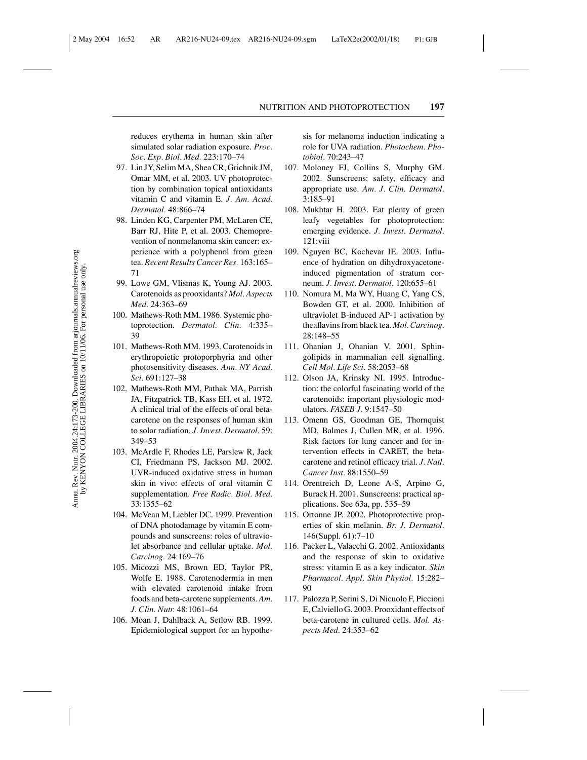reduces erythema in human skin after simulated solar radiation exposure. *Proc. Soc. Exp. Biol. Med.* 223:170–74

97. Lin JY, Selim MA, Shea CR, Grichnik JM, Omar MM, et al. 2003. UV photoprotection by combination topical antioxidants vitamin C and vitamin E. *J. Am. Acad. Dermatol.* 48:866–74
98. Linden KG, Carpenter PM, McLaren CE, Barr RJ, Hite P, et al. 2003. Chemoprevention of nonmelanoma skin cancer: experience with a polyphenol from green tea. *Recent Results Cancer Res.* 163:165–71
99. Lowe GM, Vlismas K, Young AJ. 2003. Carotenoids as prooxidants? *Mol. Aspects Med.* 24:363–69
100. Mathews-Roth MM. 1986. Systemic photoprotection. *Dermatol. Clin.* 4:335–39
101. Mathews-Roth MM. 1993. Carotenoids in erythropoietic protoporphyria and other photosensitivity diseases. *Ann. NY Acad. Sci.* 691:127–38
102. Mathews-Roth MM, Pathak MA, Parrish JA, Fitzpatrick TB, Kass EH, et al. 1972. A clinical trial of the effects of oral beta-carotene on the responses of human skin to solar radiation. *J. Invest. Dermatol.* 59: 349–53
103. McArdle F, Rhodes LE, Parslew R, Jack CI, Friedmann PS, Jackson MJ. 2002. UVR-induced oxidative stress in human skin in vivo: effects of oral vitamin C supplementation. *Free Radic. Biol. Med.* 33:1355–62
104. McVean M, Liebler DC. 1999. Prevention of DNA photodamage by vitamin E compounds and sunscreens: roles of ultraviolet absorbance and cellular uptake. *Mol. Carcinog.* 24:169–76
105. Micozzi MS, Brown ED, Taylor PR, Wolfe E. 1988. Carotenodermia in men with elevated carotenoid intake from foods and beta-carotene supplements. *Am. J. Clin. Nutr.* 48:1061–64
106. Moan J, Dahlback A, Setlow RB. 1999. Epidemiological support for an hypothesis for melanoma induction indicating a role for UVA radiation. *Photochem. Photobiol.* 70:243–47
107. Moloney FJ, Collins S, Murphy GM. 2002. Sunscreens: safety, efficacy and appropriate use. *Am. J. Clin. Dermatol.* 3:185–91
108. Mukhtar H. 2003. Eat plenty of green leafy vegetables for photoprotection: emerging evidence. *J. Invest. Dermatol.* 121:viii
109. Nguyen BC, Kochevar IE. 2003. Influence of hydration on dihydroxyacetone-induced pigmentation of stratum corneum. *J. Invest. Dermatol.* 120:655–61
110. Nomura M, Ma WY, Huang C, Yang CS, Bowden GT, et al. 2000. Inhibition of ultraviolet B-induced AP-1 activation by theaflavins from black tea. *Mol. Carcinog.* 28:148–55
111. Ohanian J, Ohanian V. 2001. Sphingolipids in mammalian cell signalling. *Cell Mol. Life Sci.* 58:2053–68
112. Olson JA, Krinsky NI. 1995. Introduction: the colorful fascinating world of the carotenoids: important physiologic modulators. *FASEB J.* 9:1547–50
113. Omenn GS, Goodman GE, Thornquist MD, Balmes J, Cullen MR, et al. 1996. Risk factors for lung cancer and for intervention effects in CARET, the beta-carotene and retinol efficacy trial. *J. Natl. Cancer Inst.* 88:1550–59
114. Orentreich D, Leone A-S, Arpino G, Burack H. 2001. Sunscreens: practical applications. See 63a, pp. 535–59
115. Ortonne JP. 2002. Photoprotective properties of skin melanin. *Br. J. Dermatol.* 146(Suppl. 61):7–10
116. Packer L, Valacchi G. 2002. Antioxidants and the response of skin to oxidative stress: vitamin E as a key indicator. *Skin Pharmacol. Appl. Skin Physiol.* 15:282–90
117. Palozza P, Serini S, Di Nicuolo F, Piccioni E, Calviello G. 2003. Prooxidant effects of beta-carotene in cultured cells. *Mol. Aspects Med.* 24:353–62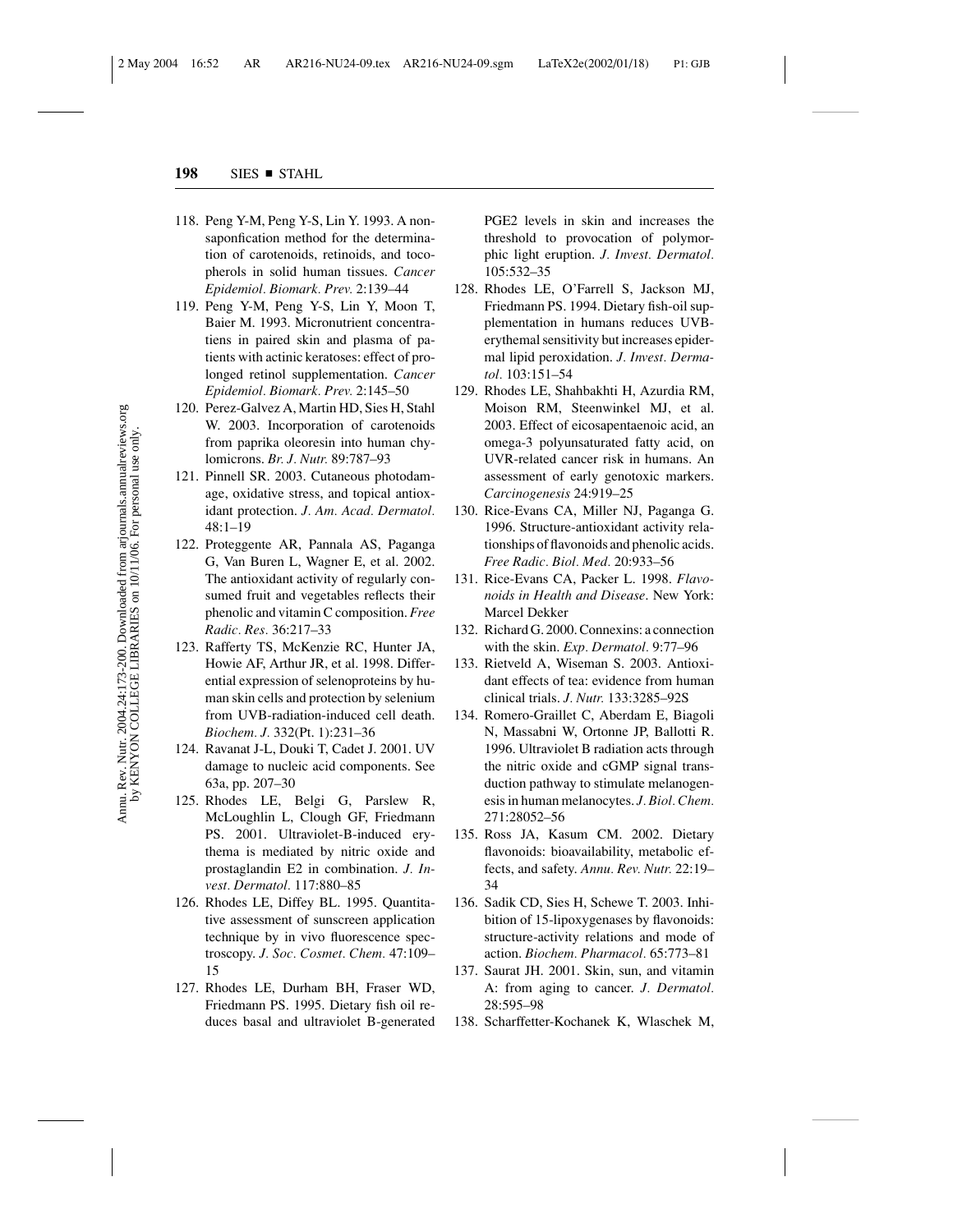118. Peng Y-M, Peng Y-S, Lin Y. 1993. A nonsaponfication method for the determination of carotenoids, retinoids, and tocopherols in solid human tissues. *Cancer Epidemiol. Biomark. Prev.* 2:139–44
119. Peng Y-M, Peng Y-S, Lin Y, Moon T, Baier M. 1993. Micronutrient concentratiens in paired skin and plasma of patients with actinic keratoses: effect of prolonged retinol supplementation. *Cancer Epidemiol. Biomark. Prev.* 2:145–50
120. Perez-Galvez A, Martin HD, Sies H, Stahl W. 2003. Incorporation of carotenoids from paprika oleoresin into human chylomicrons. *Br. J. Nutr.* 89:787–93
121. Pinnell SR. 2003. Cutaneous photodamage, oxidative stress, and topical antioxidant protection. *J. Am. Acad. Dermatol.* 48:1–19
122. Proteggente AR, Pannala AS, Paganga G, Van Buren L, Wagner E, et al. 2002. The antioxidant activity of regularly consumed fruit and vegetables reflects their phenolic and vitamin C composition. *Free Radic. Res.* 36:217–33
123. Rafferty TS, McKenzie RC, Hunter JA, Howie AF, Arthur JR, et al. 1998. Differential expression of selenoproteins by human skin cells and protection by selenium from UVB-radiation-induced cell death. *Biochem. J.* 332(Pt. 1):231–36
124. Ravanat J-L, Douki T, Cadet J. 2001. UV damage to nucleic acid components. See 63a, pp. 207–30
125. Rhodes LE, Belgi G, Parslew R, McLoughlin L, Clough GF, Friedmann PS. 2001. Ultraviolet-B-induced erythema is mediated by nitric oxide and prostaglandin E2 in combination. *J. Invest. Dermatol.* 117:880–85
126. Rhodes LE, Diffey BL. 1995. Quantitative assessment of sunscreen application technique by in vivo fluorescence spectroscopy. *J. Soc. Cosmet. Chem.* 47:109–15
127. Rhodes LE, Durham BH, Fraser WD, Friedmann PS. 1995. Dietary fish oil reduces basal and ultraviolet B-generated PGE2 levels in skin and increases the threshold to provocation of polymorphic light eruption. *J. Invest. Dermatol.* 105:532–35
128. Rhodes LE, O'Farrell S, Jackson MJ, Friedmann PS. 1994. Dietary fish-oil supplementation in humans reduces UVB-erythemal sensitivity but increases epidermal lipid peroxidation. *J. Invest. Dermatol.* 103:151–54
129. Rhodes LE, Shahbakhti H, Azurdia RM, Moison RM, Steenwinkel MJ, et al. 2003. Effect of eicosapentaenoic acid, an omega-3 polyunsaturated fatty acid, on UVR-related cancer risk in humans. An assessment of early genotoxic markers. *Carcinogenesis* 24:919–25
130. Rice-Evans CA, Miller NJ, Paganga G. 1996. Structure-antioxidant activity relationships of flavonoids and phenolic acids. *Free Radic. Biol. Med.* 20:933–56
131. Rice-Evans CA, Packer L. 1998. *Flavonoids in Health and Disease*. New York: Marcel Dekker
132. Richard G. 2000. Connexins: a connection with the skin. *Exp. Dermatol.* 9:77–96
133. Rietveld A, Wiseman S. 2003. Antioxidant effects of tea: evidence from human clinical trials. *J. Nutr.* 133:3285–92S
134. Romero-Graillet C, Aberdam E, Biagoli N, Massabni W, Ortonne JP, Ballotti R. 1996. Ultraviolet B radiation acts through the nitric oxide and cGMP signal transduction pathway to stimulate melanogenesis in human melanocytes. *J. Biol. Chem.* 271:28052–56
135. Ross JA, Kasum CM. 2002. Dietary flavonoids: bioavailability, metabolic effects, and safety. *Annu. Rev. Nutr.* 22:19–34
136. Sadik CD, Sies H, Schewe T. 2003. Inhibition of 15-lipoxygenases by flavonoids: structure-activity relations and mode of action. *Biochem. Pharmacol.* 65:773–81
137. Saurat JH. 2001. Skin, sun, and vitamin A: from aging to cancer. *J. Dermatol.* 28:595–98
138. Scharffetter-Kochanek K, Wlaschek M,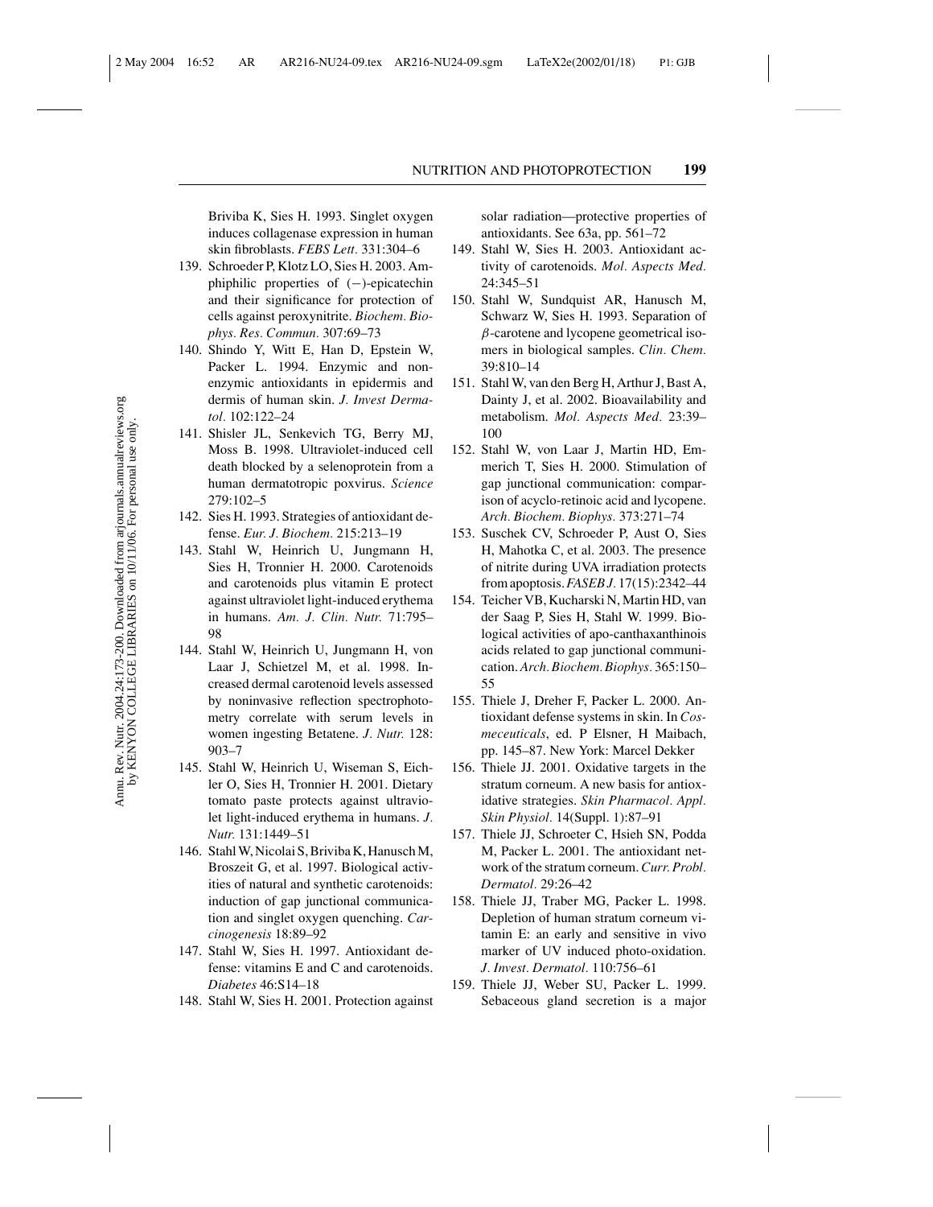Briviba K, Sies H. 1993. Singlet oxygen induces collagenase expression in human skin fibroblasts. *FEBS Lett.* 331:304–6

139. Schroeder P, Klotz LO, Sies H. 2003. Amphiphilic properties of (−)-epicatechin and their significance for protection of cells against peroxynitrite. *Biochem. Biophys. Res. Commun.* 307:69–73
140. Shindo Y, Witt E, Han D, Epstein W, Packer L. 1994. Enzymic and non-enzymic antioxidants in epidermis and dermis of human skin. *J. Invest Dermatol.* 102:122–24
141. Shisler JL, Senkevich TG, Berry MJ, Moss B. 1998. Ultraviolet-induced cell death blocked by a selenoprotein from a human dermatotropic poxvirus. *Science* 279:102–5
142. Sies H. 1993. Strategies of antioxidant defense. *Eur. J. Biochem.* 215:213–19
143. Stahl W, Heinrich U, Jungmann H, Sies H, Tronnier H. 2000. Carotenoids and carotenoids plus vitamin E protect against ultraviolet light-induced erythema in humans. *Am. J. Clin. Nutr.* 71:795–98
144. Stahl W, Heinrich U, Jungmann H, von Laar J, Schietzel M, et al. 1998. Increased dermal carotenoid levels assessed by noninvasive reflection spectrophotometry correlate with serum levels in women ingesting Betatene. *J. Nutr.* 128: 903–7
145. Stahl W, Heinrich U, Wiseman S, Eichler O, Sies H, Tronnier H. 2001. Dietary tomato paste protects against ultraviolet light-induced erythema in humans. *J. Nutr.* 131:1449–51
146. Stahl W, Nicolai S, Briviba K, Hanusch M, Broszeit G, et al. 1997. Biological activities of natural and synthetic carotenoids: induction of gap junctional communication and singlet oxygen quenching. *Carcinogenesis* 18:89–92
147. Stahl W, Sies H. 1997. Antioxidant defense: vitamins E and C and carotenoids. *Diabetes* 46:S14–18
148. Stahl W, Sies H. 2001. Protection against solar radiation—protective properties of antioxidants. See 63a, pp. 561–72
149. Stahl W, Sies H. 2003. Antioxidant activity of carotenoids. *Mol. Aspects Med.* 24:345–51
150. Stahl W, Sundquist AR, Hanusch M, Schwarz W, Sies H. 1993. Separation of $\beta$-carotene and lycopene geometrical isomers in biological samples. *Clin. Chem.* 39:810–14
151. Stahl W, van den Berg H, Arthur J, Bast A, Dainty J, et al. 2002. Bioavailability and metabolism. *Mol. Aspects Med.* 23:39–100
152. Stahl W, von Laar J, Martin HD, Emmerich T, Sies H. 2000. Stimulation of gap junctional communication: comparison of acyclo-retinoic acid and lycopene. *Arch. Biochem. Biophys.* 373:271–74
153. Suschek CV, Schroeder P, Aust O, Sies H, Mahotka C, et al. 2003. The presence of nitrite during UVA irradiation protects from apoptosis. *FASEB J.* 17(15):2342–44
154. Teicher VB, Kucharski N, Martin HD, van der Saag P, Sies H, Stahl W. 1999. Biological activities of apo-canthaxanthinois acids related to gap junctional communication. *Arch. Biochem. Biophys.* 365:150–55
155. Thiele J, Dreher F, Packer L. 2000. Antioxidant defense systems in skin. In *Cosmeceuticals*, ed. P Elsner, H Maibach, pp. 145–87. New York: Marcel Dekker
156. Thiele JJ. 2001. Oxidative targets in the stratum corneum. A new basis for antioxidative strategies. *Skin Pharmacol. Appl. Skin Physiol.* 14(Suppl. 1):87–91
157. Thiele JJ, Schroeter C, Hsieh SN, Podda M, Packer L. 2001. The antioxidant network of the stratum corneum. *Curr. Probl. Dermatol.* 29:26–42
158. Thiele JJ, Traber MG, Packer L. 1998. Depletion of human stratum corneum vitamin E: an early and sensitive in vivo marker of UV induced photo-oxidation. *J. Invest. Dermatol.* 110:756–61
159. Thiele JJ, Weber SU, Packer L. 1999. Sebaceous gland secretion is a major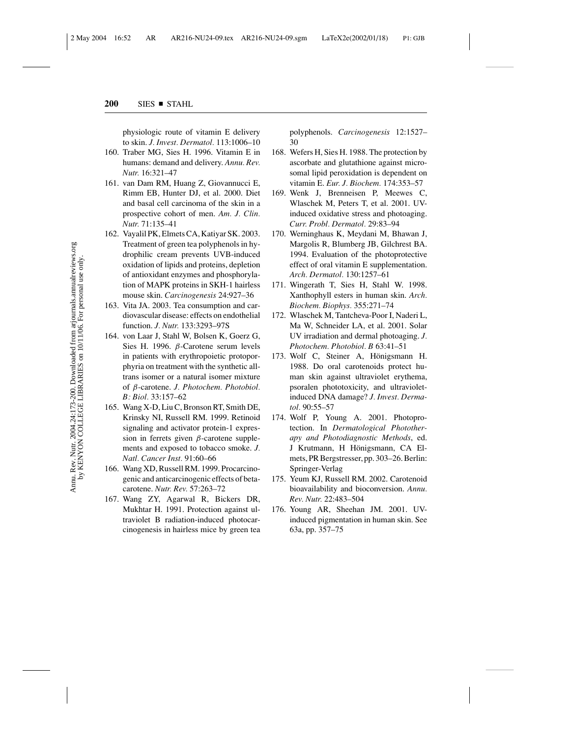physiologic route of vitamin E delivery to skin. *J. Invest. Dermatol.* 113:1006–10

160. Traber MG, Sies H. 1996. Vitamin E in humans: demand and delivery. *Annu. Rev. Nutr.* 16:321–47
161. van Dam RM, Huang Z, Giovannucci E, Rimm EB, Hunter DJ, et al. 2000. Diet and basal cell carcinoma of the skin in a prospective cohort of men. *Am. J. Clin. Nutr.* 71:135–41
162. Vayalil PK, Elmets CA, Katiyar SK. 2003. Treatment of green tea polyphenols in hydrophilic cream prevents UVB-induced oxidation of lipids and proteins, depletion of antioxidant enzymes and phosphorylation of MAPK proteins in SKH-1 hairless mouse skin. *Carcinogenesis* 24:927–36
163. Vita JA. 2003. Tea consumption and cardiovascular disease: effects on endothelial function. *J. Nutr.* 133:3293–97S
164. von Laar J, Stahl W, Bolsen K, Goerz G, Sies H. 1996. β-Carotene serum levels in patients with erythropoietic protoporphyria on treatment with the synthetic all-trans isomer or a natural isomer mixture of β-carotene. *J. Photochem. Photobiol. B: Biol.* 33:157–62
165. Wang X-D, Liu C, Bronson RT, Smith DE, Krinsky NI, Russell RM. 1999. Retinoid signaling and activator protein-1 expression in ferrets given β-carotene supplements and exposed to tobacco smoke. *J. Natl. Cancer Inst.* 91:60–66
166. Wang XD, Russell RM. 1999. Procarcinogenic and anticarcinogenic effects of beta-carotene. *Nutr. Rev.* 57:263–72
167. Wang ZY, Agarwal R, Bickers DR, Mukhtar H. 1991. Protection against ultraviolet B radiation-induced photocarcinogenesis in hairless mice by green tea polyphenols. *Carcinogenesis* 12:1527–30
168. Wefers H, Sies H. 1988. The protection by ascorbate and glutathione against microsomal lipid peroxidation is dependent on vitamin E. *Eur. J. Biochem.* 174:353–57
169. Wenk J, Brenneisen P, Meewes C, Wlaschek M, Peters T, et al. 2001. UV-induced oxidative stress and photoaging. *Curr. Probl. Dermatol.* 29:83–94
170. Werninghaus K, Meydani M, Bhawan J, Margolis R, Blumberg JB, Gilchrest BA. 1994. Evaluation of the photoprotective effect of oral vitamin E supplementation. *Arch. Dermatol.* 130:1257–61
171. Wingerath T, Sies H, Stahl W. 1998. Xanthophyll esters in human skin. *Arch. Biochem. Biophys.* 355:271–74
172. Wlaschek M, Tantcheva-Poor I, Naderi L, Ma W, Schneider LA, et al. 2001. Solar UV irradiation and dermal photoaging. *J. Photochem. Photobiol. B* 63:41–51
173. Wolf C, Steiner A, Hönigsmann H. 1988. Do oral carotenoids protect human skin against ultraviolet erythema, psoralen phototoxicity, and ultraviolet-induced DNA damage? *J. Invest. Dermatol.* 90:55–57
174. Wolf P, Young A. 2001. Photoprotection. In *Dermatological Phototherapy and Photodiagnostic Methods*, ed. J Krutmann, H Hönigsmann, CA Elmets, PR Bergstresser, pp. 303–26. Berlin: Springer-Verlag
175. Yeum KJ, Russell RM. 2002. Carotenoid bioavailability and bioconversion. *Annu. Rev. Nutr.* 22:483–504
176. Young AR, Sheehan JM. 2001. UV-induced pigmentation in human skin. See 63a, pp. 357–75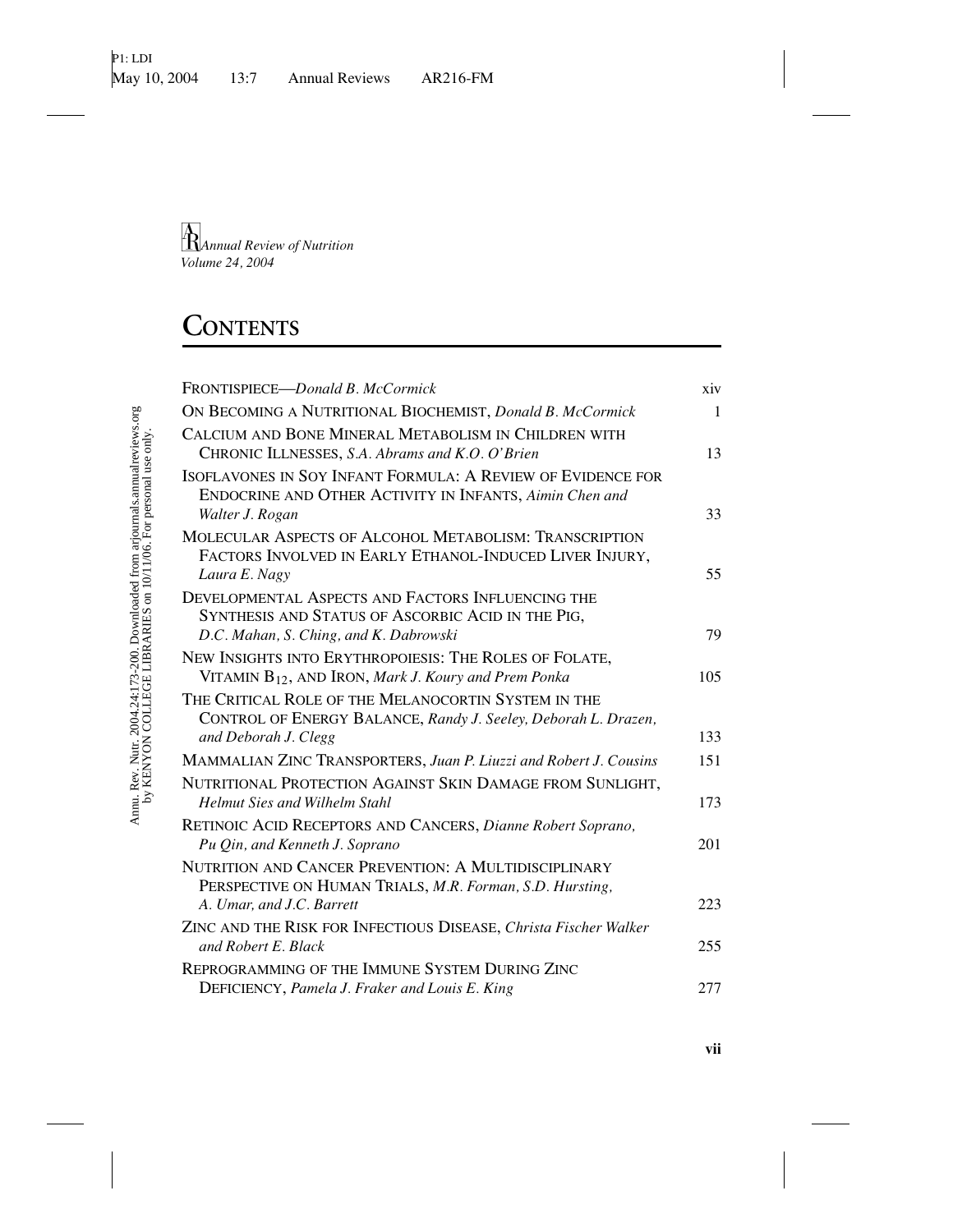*Annual Review of Nutrition*
*Volume 24, 2004*

# CONTENTS

| | |
|---|---|
| FRONTISPIECE—*Donald B. McCormick* | xiv |
| ON BECOMING A NUTRITIONAL BIOCHEMIST, *Donald B. McCormick* | 1 |
| CALCIUM AND BONE MINERAL METABOLISM IN CHILDREN WITH CHRONIC ILLNESSES, *S.A. Abrams and K.O. O'Brien* | 13 |
| ISOFLAVONES IN SOY INFANT FORMULA: A REVIEW OF EVIDENCE FOR ENDOCRINE AND OTHER ACTIVITY IN INFANTS, *Aimin Chen and Walter J. Rogan* | 33 |
| MOLECULAR ASPECTS OF ALCOHOL METABOLISM: TRANSCRIPTION FACTORS INVOLVED IN EARLY ETHANOL-INDUCED LIVER INJURY, *Laura E. Nagy* | 55 |
| DEVELOPMENTAL ASPECTS AND FACTORS INFLUENCING THE SYNTHESIS AND STATUS OF ASCORBIC ACID IN THE PIG, *D.C. Mahan, S. Ching, and K. Dabrowski* | 79 |
| NEW INSIGHTS INTO ERYTHROPOIESIS: THE ROLES OF FOLATE, VITAMIN $B_{12}$, AND IRON, *Mark J. Koury and Prem Ponka* | 105 |
| THE CRITICAL ROLE OF THE MELANOCORTIN SYSTEM IN THE CONTROL OF ENERGY BALANCE, *Randy J. Seeley, Deborah L. Drazen, and Deborah J. Clegg* | 133 |
| MAMMALIAN ZINC TRANSPORTERS, *Juan P. Liuzzi and Robert J. Cousins* | 151 |
| NUTRITIONAL PROTECTION AGAINST SKIN DAMAGE FROM SUNLIGHT, *Helmut Sies and Wilhelm Stahl* | 173 |
| RETINOIC ACID RECEPTORS AND CANCERS, *Dianne Robert Soprano, Pu Qin, and Kenneth J. Soprano* | 201 |
| NUTRITION AND CANCER PREVENTION: A MULTIDISCIPLINARY PERSPECTIVE ON HUMAN TRIALS, *M.R. Forman, S.D. Hursting, A. Umar, and J.C. Barrett* | 223 |
| ZINC AND THE RISK FOR INFECTIOUS DISEASE, *Christa Fischer Walker and Robert E. Black* | 255 |
| REPROGRAMMING OF THE IMMUNE SYSTEM DURING ZINC DEFICIENCY, *Pamela J. Fraker and Louis E. King* | 277 |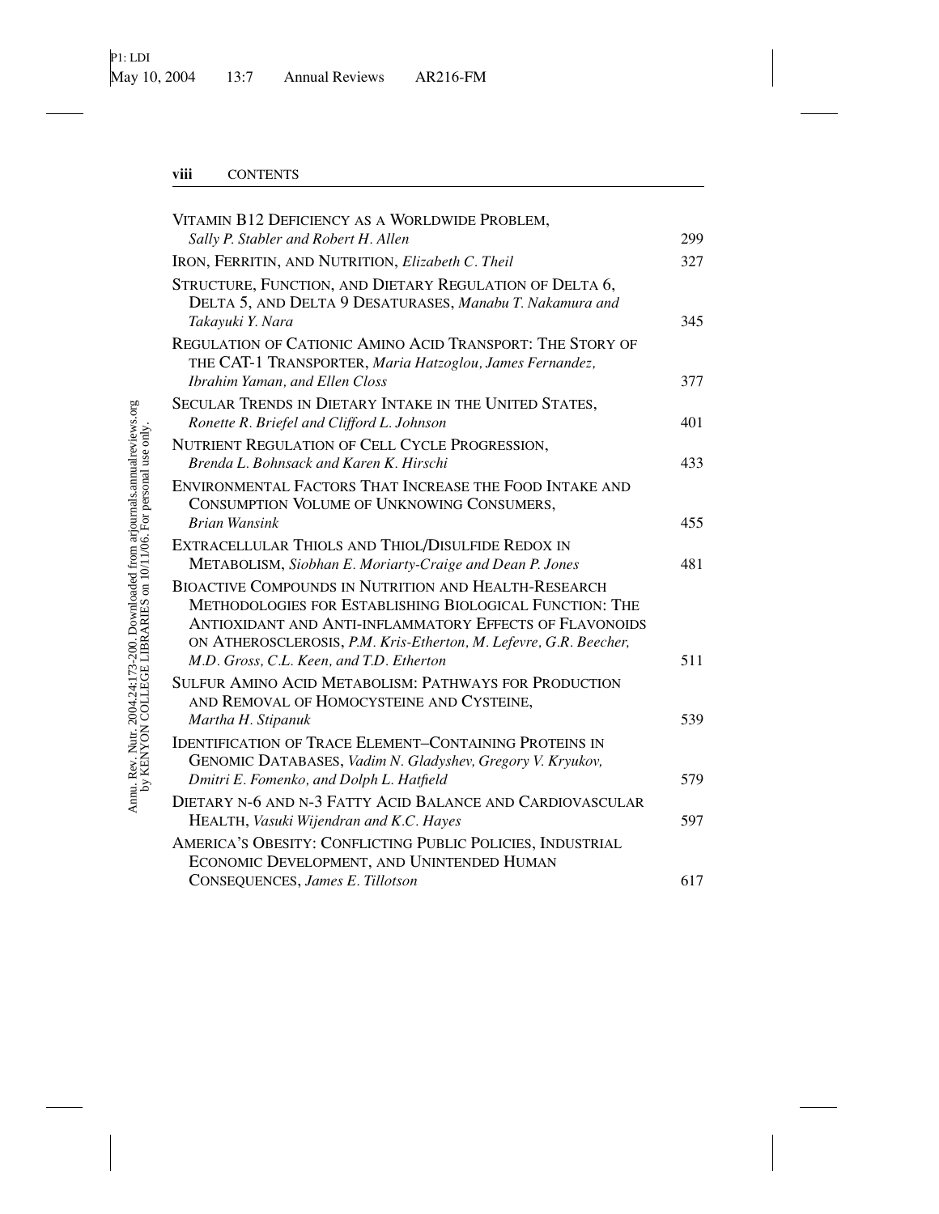| | |
|---|---|
| VITAMIN B12 DEFICIENCY AS A WORLDWIDE PROBLEM, *Sally P. Stabler and Robert H. Allen* | 299 |
| IRON, FERRITIN, AND NUTRITION, *Elizabeth C. Theil* | 327 |
| STRUCTURE, FUNCTION, AND DIETARY REGULATION OF DELTA 6, DELTA 5, AND DELTA 9 DESATURASES, *Manabu T. Nakamura and Takayuki Y. Nara* | 345 |
| REGULATION OF CATIONIC AMINO ACID TRANSPORT: THE STORY OF THE CAT-1 TRANSPORTER, *Maria Hatzoglou, James Fernandez, Ibrahim Yaman, and Ellen Closs* | 377 |
| SECULAR TRENDS IN DIETARY INTAKE IN THE UNITED STATES, *Ronette R. Briefel and Clifford L. Johnson* | 401 |
| NUTRIENT REGULATION OF CELL CYCLE PROGRESSION, *Brenda L. Bohnsack and Karen K. Hirschi* | 433 |
| ENVIRONMENTAL FACTORS THAT INCREASE THE FOOD INTAKE AND CONSUMPTION VOLUME OF UNKNOWING CONSUMERS, *Brian Wansink* | 455 |
| EXTRACELLULAR THIOLS AND THIOL/DISULFIDE REDOX IN METABOLISM, *Siobhan E. Moriarty-Craige and Dean P. Jones* | 481 |
| BIOACTIVE COMPOUNDS IN NUTRITION AND HEALTH-RESEARCH METHODOLOGIES FOR ESTABLISHING BIOLOGICAL FUNCTION: THE ANTIOXIDANT AND ANTI-INFLAMMATORY EFFECTS OF FLAVONOIDS ON ATHEROSCLEROSIS, *P.M. Kris-Etherton, M. Lefevre, G.R. Beecher, M.D. Gross, C.L. Keen, and T.D. Etherton* | 511 |
| SULFUR AMINO ACID METABOLISM: PATHWAYS FOR PRODUCTION AND REMOVAL OF HOMOCYSTEINE AND CYSTEINE, *Martha H. Stipanuk* | 539 |
| IDENTIFICATION OF TRACE ELEMENT–CONTAINING PROTEINS IN GENOMIC DATABASES, *Vadim N. Gladyshev, Gregory V. Kryukov, Dmitri E. Fomenko, and Dolph L. Hatfield* | 579 |
| DIETARY N-6 AND N-3 FATTY ACID BALANCE AND CARDIOVASCULAR HEALTH, *Vasuki Wijendran and K.C. Hayes* | 597 |
| AMERICA'S OBESITY: CONFLICTING PUBLIC POLICIES, INDUSTRIAL ECONOMIC DEVELOPMENT, AND UNINTENDED HUMAN CONSEQUENCES, *James E. Tillotson* | 617 |